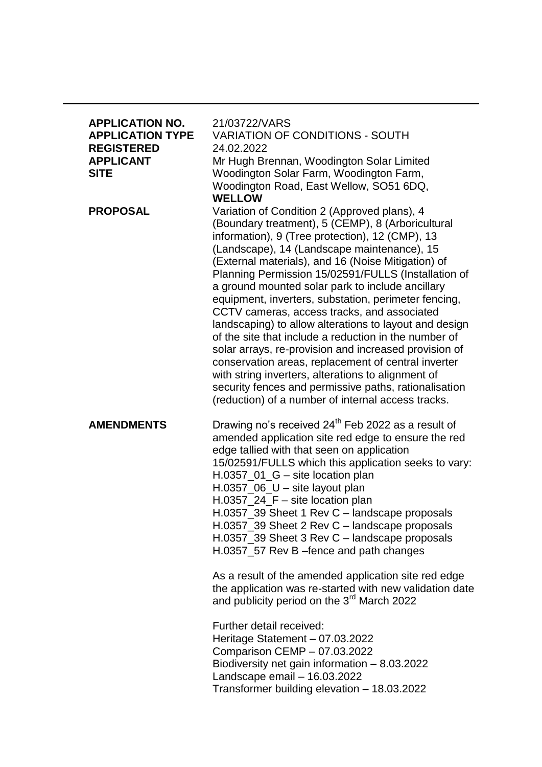| | |
|---|---|
| **APPLICATION NO.** | 21/03722/VARS |
| **APPLICATION TYPE** | VARIATION OF CONDITIONS - SOUTH |
| **REGISTERED** | 24.02.2022 |
| **APPLICANT** | Mr Hugh Brennan, Woodington Solar Limited |
| **SITE** | Woodington Solar Farm, Woodington Farm, Woodington Road, East Wellow, SO51 6DQ, **WELLOW** |
| **PROPOSAL** | Variation of Condition 2 (Approved plans), 4 (Boundary treatment), 5 (CEMP), 8 (Arboricultural information), 9 (Tree protection), 12 (CMP), 13 (Landscape), 14 (Landscape maintenance), 15 (External materials), and 16 (Noise Mitigation) of Planning Permission 15/02591/FULLS (Installation of a ground mounted solar park to include ancillary equipment, inverters, substation, perimeter fencing, CCTV cameras, access tracks, and associated landscaping) to allow alterations to layout and design of the site that include a reduction in the number of solar arrays, re-provision and increased provision of conservation areas, replacement of central inverter with string inverters, alterations to alignment of security fences and permissive paths, rationalisation (reduction) of a number of internal access tracks. |
| **AMENDMENTS** | Drawing no's received 24th Feb 2022 as a result of amended application site red edge to ensure the red edge tallied with that seen on application 15/02591/FULLS which this application seeks to vary:<br>H.0357_01_G – site location plan<br>H.0357_06_U – site layout plan<br>H.0357_24_F – site location plan<br>H.0357_39 Sheet 1 Rev C – landscape proposals<br>H.0357_39 Sheet 2 Rev C – landscape proposals<br>H.0357_39 Sheet 3 Rev C – landscape proposals<br>H.0357_57 Rev B –fence and path changes<br><br>As a result of the amended application site red edge the application was re-started with new validation date and publicity period on the 3rd March 2022<br><br>Further detail received:<br>Heritage Statement – 07.03.2022<br>Comparison CEMP – 07.03.2022<br>Biodiversity net gain information – 8.03.2022<br>Landscape email – 16.03.2022<br>Transformer building elevation – 18.03.2022 |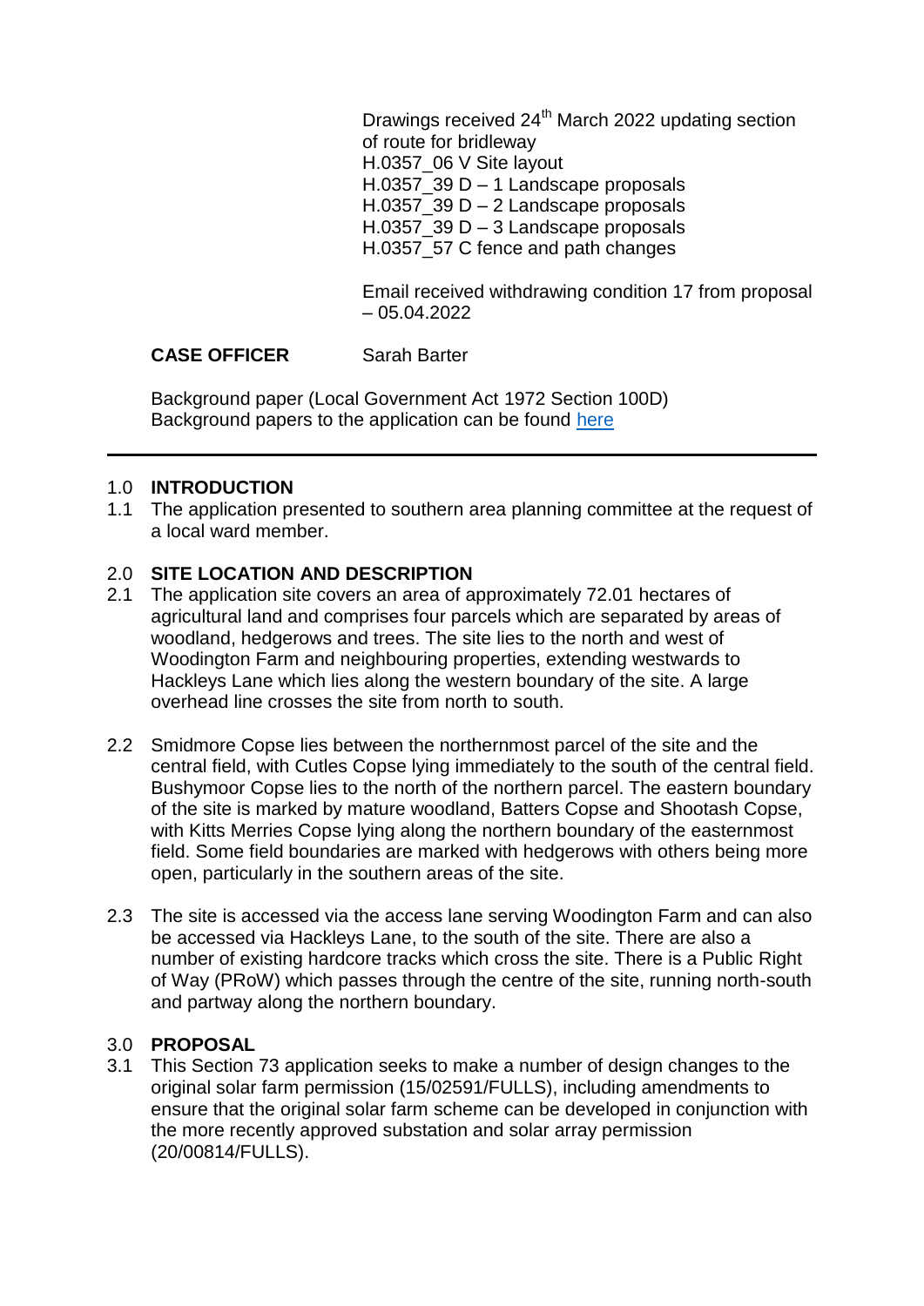Drawings received 24th March 2022 updating section of route for bridleway
H.0357_06 V Site layout
H.0357_39 D – 1 Landscape proposals
H.0357_39 D – 2 Landscape proposals
H.0357_39 D – 3 Landscape proposals
H.0357_57 C fence and path changes

Email received withdrawing condition 17 from proposal – 05.04.2022

**CASE OFFICER** Sarah Barter

Background paper (Local Government Act 1972 Section 100D)
Background papers to the application can be found here

---

## 1.0 INTRODUCTION

1.1 The application presented to southern area planning committee at the request of a local ward member.

## 2.0 SITE LOCATION AND DESCRIPTION

2.1 The application site covers an area of approximately 72.01 hectares of agricultural land and comprises four parcels which are separated by areas of woodland, hedgerows and trees. The site lies to the north and west of Woodington Farm and neighbouring properties, extending westwards to Hackleys Lane which lies along the western boundary of the site. A large overhead line crosses the site from north to south.

2.2 Smidmore Copse lies between the northernmost parcel of the site and the central field, with Cutles Copse lying immediately to the south of the central field. Bushymoor Copse lies to the north of the northern parcel. The eastern boundary of the site is marked by mature woodland, Batters Copse and Shootash Copse, with Kitts Merries Copse lying along the northern boundary of the easternmost field. Some field boundaries are marked with hedgerows with others being more open, particularly in the southern areas of the site.

2.3 The site is accessed via the access lane serving Woodington Farm and can also be accessed via Hackleys Lane, to the south of the site. There are also a number of existing hardcore tracks which cross the site. There is a Public Right of Way (PRoW) which passes through the centre of the site, running north-south and partway along the northern boundary.

## 3.0 PROPOSAL

3.1 This Section 73 application seeks to make a number of design changes to the original solar farm permission (15/02591/FULLS), including amendments to ensure that the original solar farm scheme can be developed in conjunction with the more recently approved substation and solar array permission (20/00814/FULLS).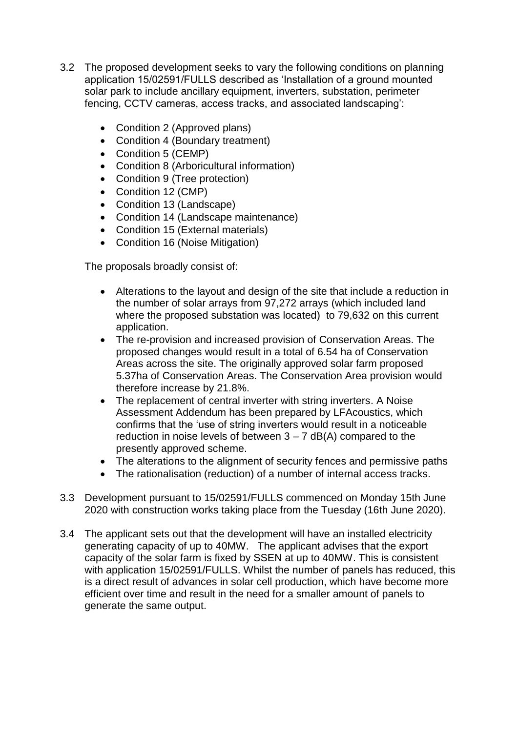3.2 The proposed development seeks to vary the following conditions on planning application 15/02591/FULLS described as 'Installation of a ground mounted solar park to include ancillary equipment, inverters, substation, perimeter fencing, CCTV cameras, access tracks, and associated landscaping':

- Condition 2 (Approved plans)
- Condition 4 (Boundary treatment)
- Condition 5 (CEMP)
- Condition 8 (Arboricultural information)
- Condition 9 (Tree protection)
- Condition 12 (CMP)
- Condition 13 (Landscape)
- Condition 14 (Landscape maintenance)
- Condition 15 (External materials)
- Condition 16 (Noise Mitigation)

The proposals broadly consist of:

- Alterations to the layout and design of the site that include a reduction in the number of solar arrays from 97,272 arrays (which included land where the proposed substation was located) to 79,632 on this current application.
- The re-provision and increased provision of Conservation Areas. The proposed changes would result in a total of 6.54 ha of Conservation Areas across the site. The originally approved solar farm proposed 5.37ha of Conservation Areas. The Conservation Area provision would therefore increase by 21.8%.
- The replacement of central inverter with string inverters. A Noise Assessment Addendum has been prepared by LFAcoustics, which confirms that the 'use of string inverters would result in a noticeable reduction in noise levels of between 3 – 7 dB(A) compared to the presently approved scheme.
- The alterations to the alignment of security fences and permissive paths
- The rationalisation (reduction) of a number of internal access tracks.

3.3 Development pursuant to 15/02591/FULLS commenced on Monday 15th June 2020 with construction works taking place from the Tuesday (16th June 2020).

3.4 The applicant sets out that the development will have an installed electricity generating capacity of up to 40MW. The applicant advises that the export capacity of the solar farm is fixed by SSEN at up to 40MW. This is consistent with application 15/02591/FULLS. Whilst the number of panels has reduced, this is a direct result of advances in solar cell production, which have become more efficient over time and result in the need for a smaller amount of panels to generate the same output.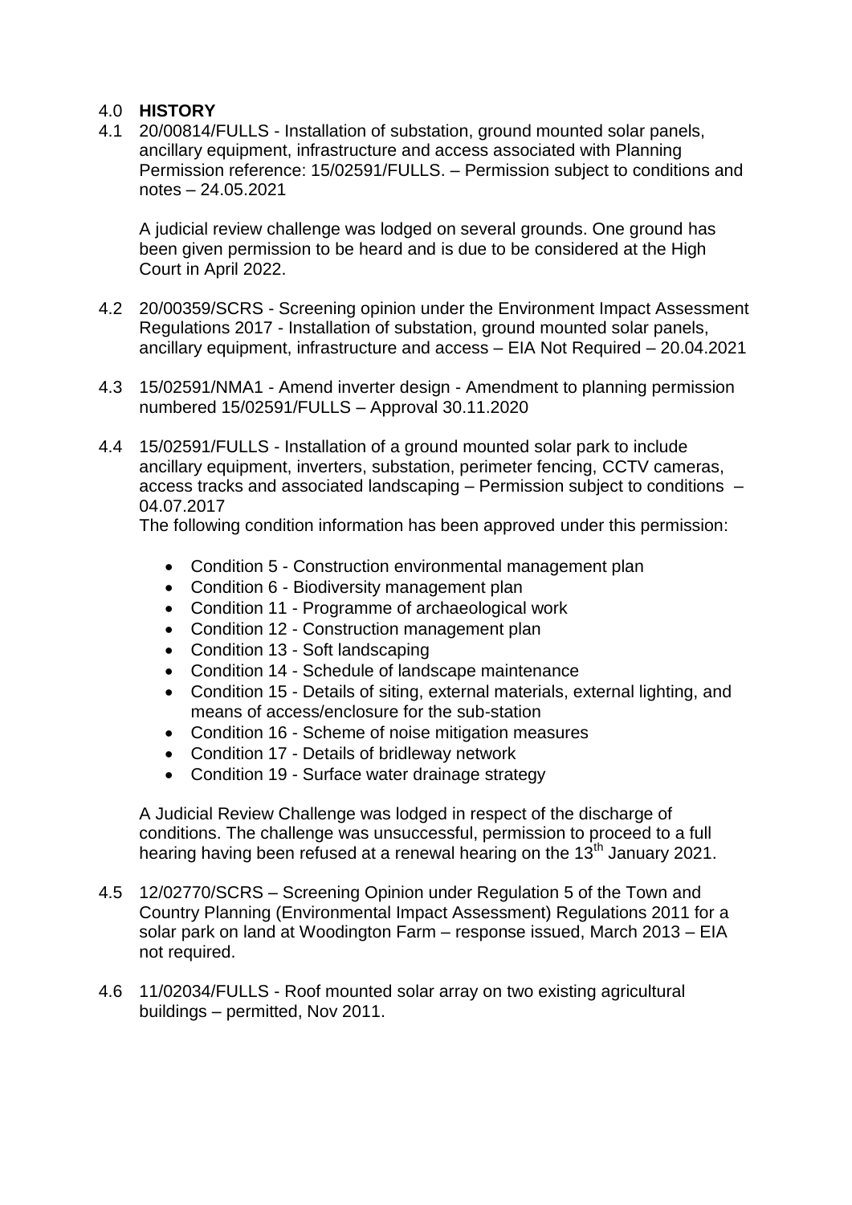## 4.0 **HISTORY**

4.1 20/00814/FULLS - Installation of substation, ground mounted solar panels, ancillary equipment, infrastructure and access associated with Planning Permission reference: 15/02591/FULLS. – Permission subject to conditions and notes – 24.05.2021

A judicial review challenge was lodged on several grounds. One ground has been given permission to be heard and is due to be considered at the High Court in April 2022.

4.2 20/00359/SCRS - Screening opinion under the Environment Impact Assessment Regulations 2017 - Installation of substation, ground mounted solar panels, ancillary equipment, infrastructure and access – EIA Not Required – 20.04.2021

4.3 15/02591/NMA1 - Amend inverter design - Amendment to planning permission numbered 15/02591/FULLS – Approval 30.11.2020

4.4 15/02591/FULLS - Installation of a ground mounted solar park to include ancillary equipment, inverters, substation, perimeter fencing, CCTV cameras, access tracks and associated landscaping – Permission subject to conditions – 04.07.2017

The following condition information has been approved under this permission:

- Condition 5 - Construction environmental management plan
- Condition 6 - Biodiversity management plan
- Condition 11 - Programme of archaeological work
- Condition 12 - Construction management plan
- Condition 13 - Soft landscaping
- Condition 14 - Schedule of landscape maintenance
- Condition 15 - Details of siting, external materials, external lighting, and means of access/enclosure for the sub-station
- Condition 16 - Scheme of noise mitigation measures
- Condition 17 - Details of bridleway network
- Condition 19 - Surface water drainage strategy

A Judicial Review Challenge was lodged in respect of the discharge of conditions. The challenge was unsuccessful, permission to proceed to a full hearing having been refused at a renewal hearing on the 13th January 2021.

4.5 12/02770/SCRS – Screening Opinion under Regulation 5 of the Town and Country Planning (Environmental Impact Assessment) Regulations 2011 for a solar park on land at Woodington Farm – response issued, March 2013 – EIA not required.

4.6 11/02034/FULLS - Roof mounted solar array on two existing agricultural buildings – permitted, Nov 2011.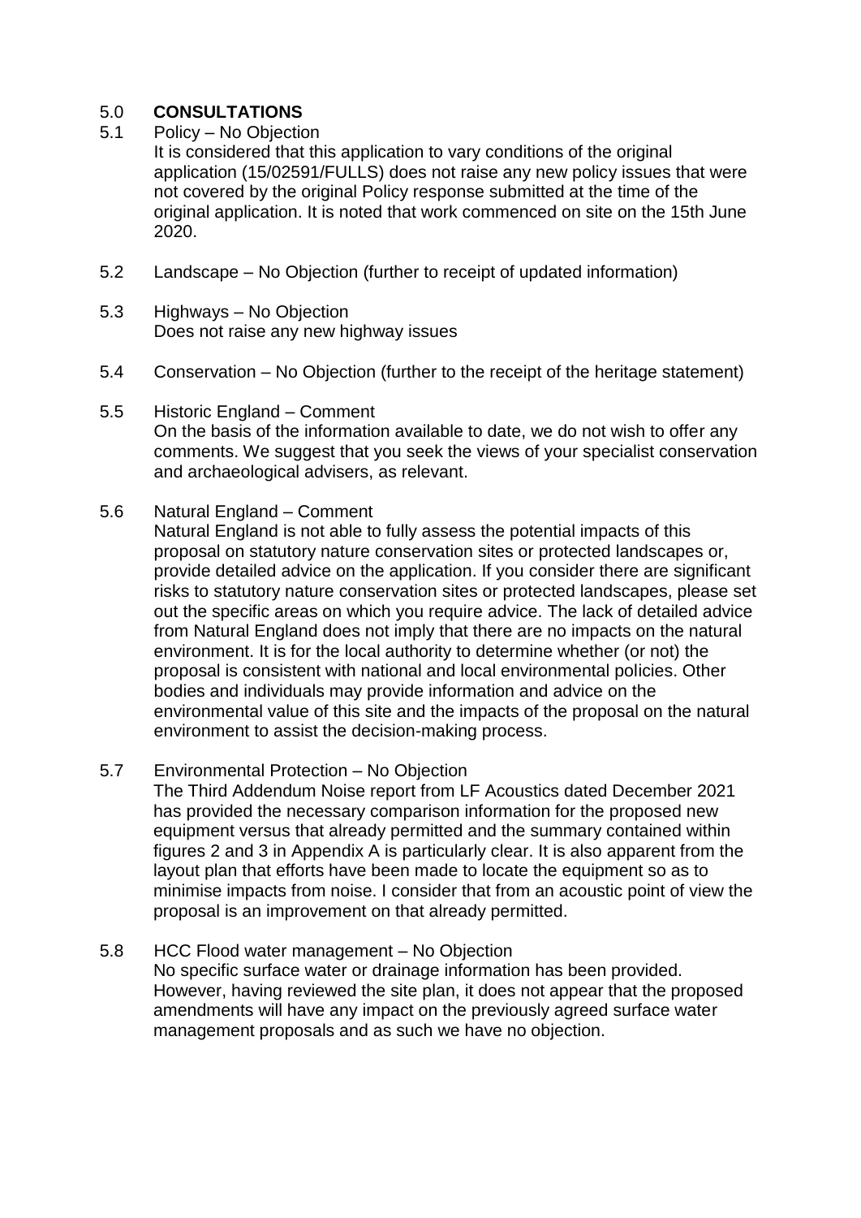## 5.0 **CONSULTATIONS**

5.1 Policy – No Objection

It is considered that this application to vary conditions of the original application (15/02591/FULLS) does not raise any new policy issues that were not covered by the original Policy response submitted at the time of the original application. It is noted that work commenced on site on the 15th June 2020.

5.2 Landscape – No Objection (further to receipt of updated information)

5.3 Highways – No Objection

Does not raise any new highway issues

5.4 Conservation – No Objection (further to the receipt of the heritage statement)

5.5 Historic England – Comment

On the basis of the information available to date, we do not wish to offer any comments. We suggest that you seek the views of your specialist conservation and archaeological advisers, as relevant.

5.6 Natural England – Comment

Natural England is not able to fully assess the potential impacts of this proposal on statutory nature conservation sites or protected landscapes or, provide detailed advice on the application. If you consider there are significant risks to statutory nature conservation sites or protected landscapes, please set out the specific areas on which you require advice. The lack of detailed advice from Natural England does not imply that there are no impacts on the natural environment. It is for the local authority to determine whether (or not) the proposal is consistent with national and local environmental policies. Other bodies and individuals may provide information and advice on the environmental value of this site and the impacts of the proposal on the natural environment to assist the decision-making process.

5.7 Environmental Protection – No Objection

The Third Addendum Noise report from LF Acoustics dated December 2021 has provided the necessary comparison information for the proposed new equipment versus that already permitted and the summary contained within figures 2 and 3 in Appendix A is particularly clear. It is also apparent from the layout plan that efforts have been made to locate the equipment so as to minimise impacts from noise. I consider that from an acoustic point of view the proposal is an improvement on that already permitted.

5.8 HCC Flood water management – No Objection

No specific surface water or drainage information has been provided. However, having reviewed the site plan, it does not appear that the proposed amendments will have any impact on the previously agreed surface water management proposals and as such we have no objection.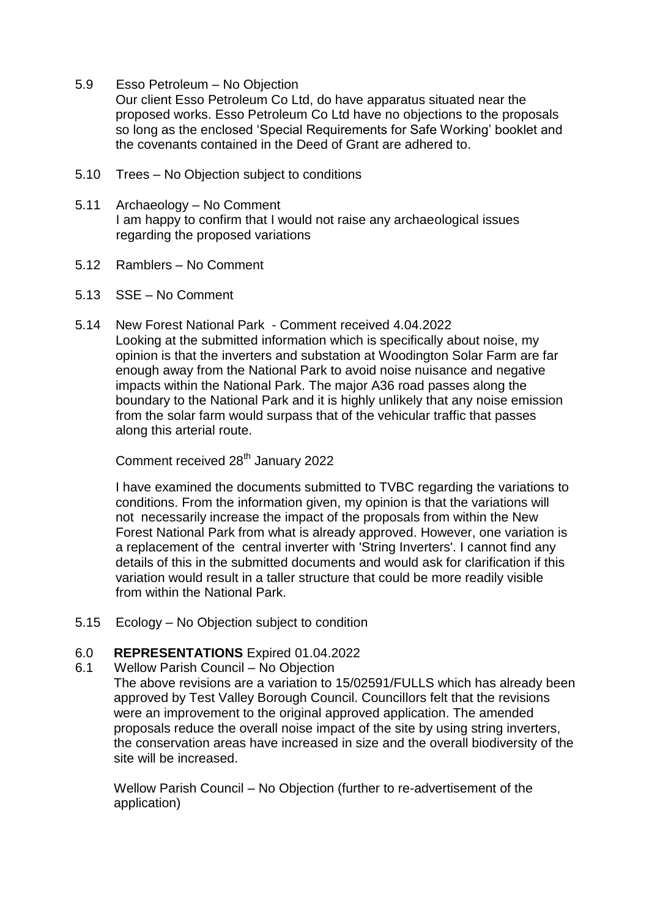5.9 Esso Petroleum – No Objection
Our client Esso Petroleum Co Ltd, do have apparatus situated near the proposed works. Esso Petroleum Co Ltd have no objections to the proposals so long as the enclosed 'Special Requirements for Safe Working' booklet and the covenants contained in the Deed of Grant are adhered to.

5.10 Trees – No Objection subject to conditions

5.11 Archaeology – No Comment
I am happy to confirm that I would not raise any archaeological issues regarding the proposed variations

5.12 Ramblers – No Comment

5.13 SSE – No Comment

5.14 New Forest National Park - Comment received 4.04.2022
Looking at the submitted information which is specifically about noise, my opinion is that the inverters and substation at Woodington Solar Farm are far enough away from the National Park to avoid noise nuisance and negative impacts within the National Park. The major A36 road passes along the boundary to the National Park and it is highly unlikely that any noise emission from the solar farm would surpass that of the vehicular traffic that passes along this arterial route.

Comment received 28th January 2022

I have examined the documents submitted to TVBC regarding the variations to conditions. From the information given, my opinion is that the variations will not necessarily increase the impact of the proposals from within the New Forest National Park from what is already approved. However, one variation is a replacement of the central inverter with 'String Inverters'. I cannot find any details of this in the submitted documents and would ask for clarification if this variation would result in a taller structure that could be more readily visible from within the National Park.

5.15 Ecology – No Objection subject to condition

## 6.0 **REPRESENTATIONS** Expired 01.04.2022

6.1 Wellow Parish Council – No Objection
The above revisions are a variation to 15/02591/FULLS which has already been approved by Test Valley Borough Council. Councillors felt that the revisions were an improvement to the original approved application. The amended proposals reduce the overall noise impact of the site by using string inverters, the conservation areas have increased in size and the overall biodiversity of the site will be increased.

Wellow Parish Council – No Objection (further to re-advertisement of the application)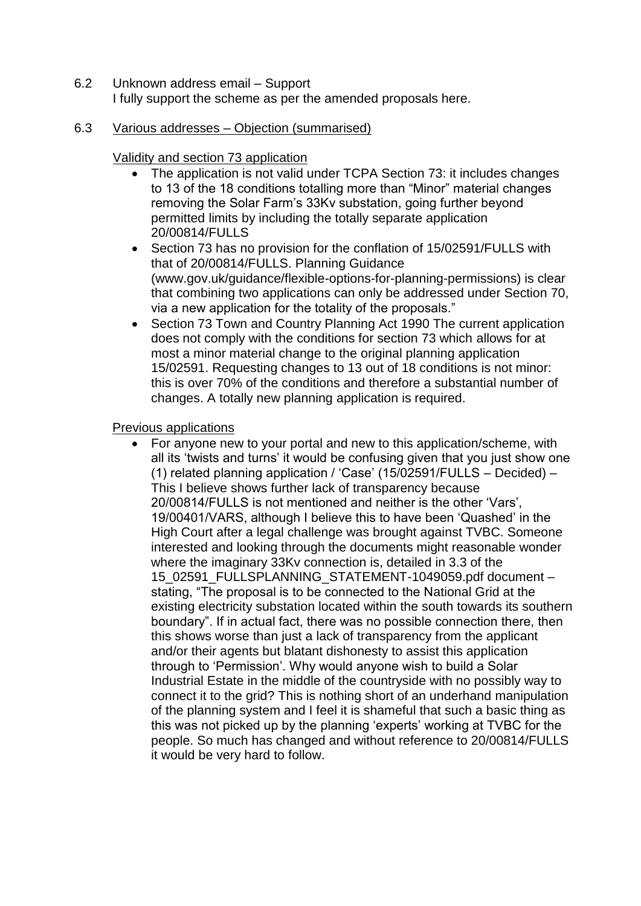6.2 Unknown address email – Support

I fully support the scheme as per the amended proposals here.

6.3 <u>Various addresses – Objection (summarised)</u>

<u>Validity and section 73 application</u>

- The application is not valid under TCPA Section 73: it includes changes to 13 of the 18 conditions totalling more than "Minor" material changes removing the Solar Farm's 33Kv substation, going further beyond permitted limits by including the totally separate application 20/00814/FULLS
- Section 73 has no provision for the conflation of 15/02591/FULLS with that of 20/00814/FULLS. Planning Guidance (www.gov.uk/guidance/flexible-options-for-planning-permissions) is clear that combining two applications can only be addressed under Section 70, via a new application for the totality of the proposals."
- Section 73 Town and Country Planning Act 1990 The current application does not comply with the conditions for section 73 which allows for at most a minor material change to the original planning application 15/02591. Requesting changes to 13 out of 18 conditions is not minor: this is over 70% of the conditions and therefore a substantial number of changes. A totally new planning application is required.

<u>Previous applications</u>

- For anyone new to your portal and new to this application/scheme, with all its 'twists and turns' it would be confusing given that you just show one (1) related planning application / 'Case' (15/02591/FULLS – Decided) – This I believe shows further lack of transparency because 20/00814/FULLS is not mentioned and neither is the other 'Vars', 19/00401/VARS, although I believe this to have been 'Quashed' in the High Court after a legal challenge was brought against TVBC. Someone interested and looking through the documents might reasonable wonder where the imaginary 33Kv connection is, detailed in 3.3 of the 15_02591_FULLSPLANNING_STATEMENT-1049059.pdf document – stating, "The proposal is to be connected to the National Grid at the existing electricity substation located within the south towards its southern boundary". If in actual fact, there was no possible connection there, then this shows worse than just a lack of transparency from the applicant and/or their agents but blatant dishonesty to assist this application through to 'Permission'. Why would anyone wish to build a Solar Industrial Estate in the middle of the countryside with no possibly way to connect it to the grid? This is nothing short of an underhand manipulation of the planning system and I feel it is shameful that such a basic thing as this was not picked up by the planning 'experts' working at TVBC for the people. So much has changed and without reference to 20/00814/FULLS it would be very hard to follow.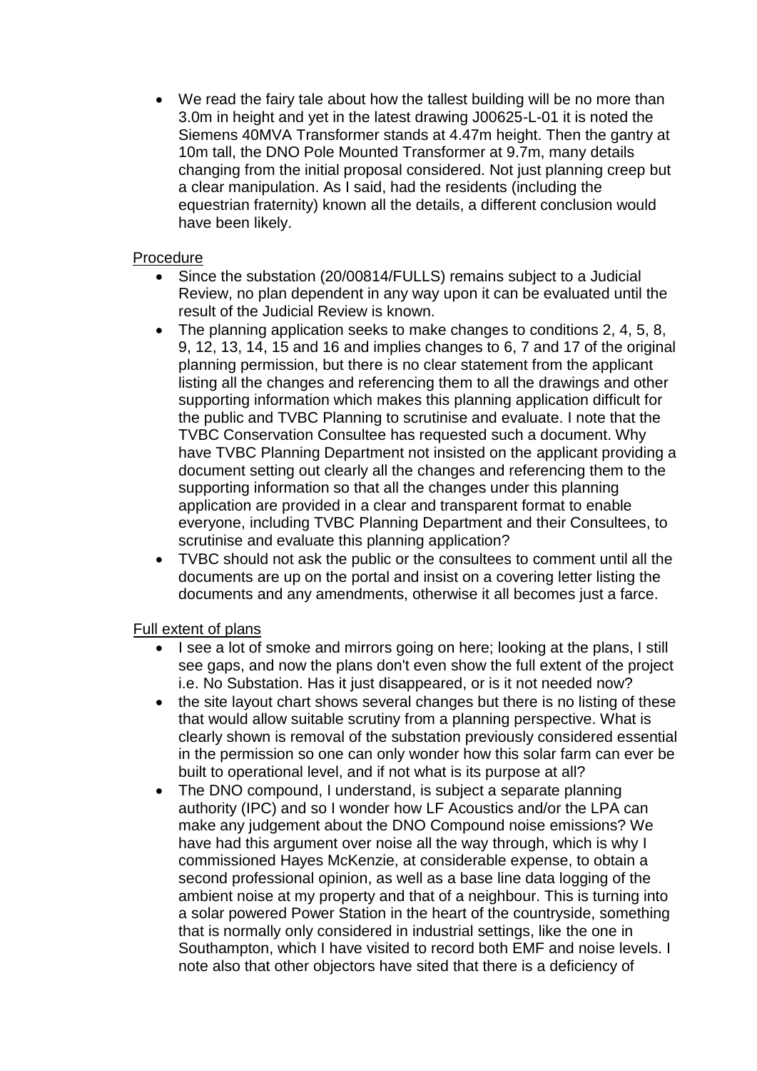- We read the fairy tale about how the tallest building will be no more than 3.0m in height and yet in the latest drawing J00625-L-01 it is noted the Siemens 40MVA Transformer stands at 4.47m height. Then the gantry at 10m tall, the DNO Pole Mounted Transformer at 9.7m, many details changing from the initial proposal considered. Not just planning creep but a clear manipulation. As I said, had the residents (including the equestrian fraternity) known all the details, a different conclusion would have been likely.

<u>Procedure</u>

- Since the substation (20/00814/FULLS) remains subject to a Judicial Review, no plan dependent in any way upon it can be evaluated until the result of the Judicial Review is known.
- The planning application seeks to make changes to conditions 2, 4, 5, 8, 9, 12, 13, 14, 15 and 16 and implies changes to 6, 7 and 17 of the original planning permission, but there is no clear statement from the applicant listing all the changes and referencing them to all the drawings and other supporting information which makes this planning application difficult for the public and TVBC Planning to scrutinise and evaluate. I note that the TVBC Conservation Consultee has requested such a document. Why have TVBC Planning Department not insisted on the applicant providing a document setting out clearly all the changes and referencing them to the supporting information so that all the changes under this planning application are provided in a clear and transparent format to enable everyone, including TVBC Planning Department and their Consultees, to scrutinise and evaluate this planning application?
- TVBC should not ask the public or the consultees to comment until all the documents are up on the portal and insist on a covering letter listing the documents and any amendments, otherwise it all becomes just a farce.

<u>Full extent of plans</u>

- I see a lot of smoke and mirrors going on here; looking at the plans, I still see gaps, and now the plans don't even show the full extent of the project i.e. No Substation. Has it just disappeared, or is it not needed now?
- the site layout chart shows several changes but there is no listing of these that would allow suitable scrutiny from a planning perspective. What is clearly shown is removal of the substation previously considered essential in the permission so one can only wonder how this solar farm can ever be built to operational level, and if not what is its purpose at all?
- The DNO compound, I understand, is subject a separate planning authority (IPC) and so I wonder how LF Acoustics and/or the LPA can make any judgement about the DNO Compound noise emissions? We have had this argument over noise all the way through, which is why I commissioned Hayes McKenzie, at considerable expense, to obtain a second professional opinion, as well as a base line data logging of the ambient noise at my property and that of a neighbour. This is turning into a solar powered Power Station in the heart of the countryside, something that is normally only considered in industrial settings, like the one in Southampton, which I have visited to record both EMF and noise levels. I note also that other objectors have sited that there is a deficiency of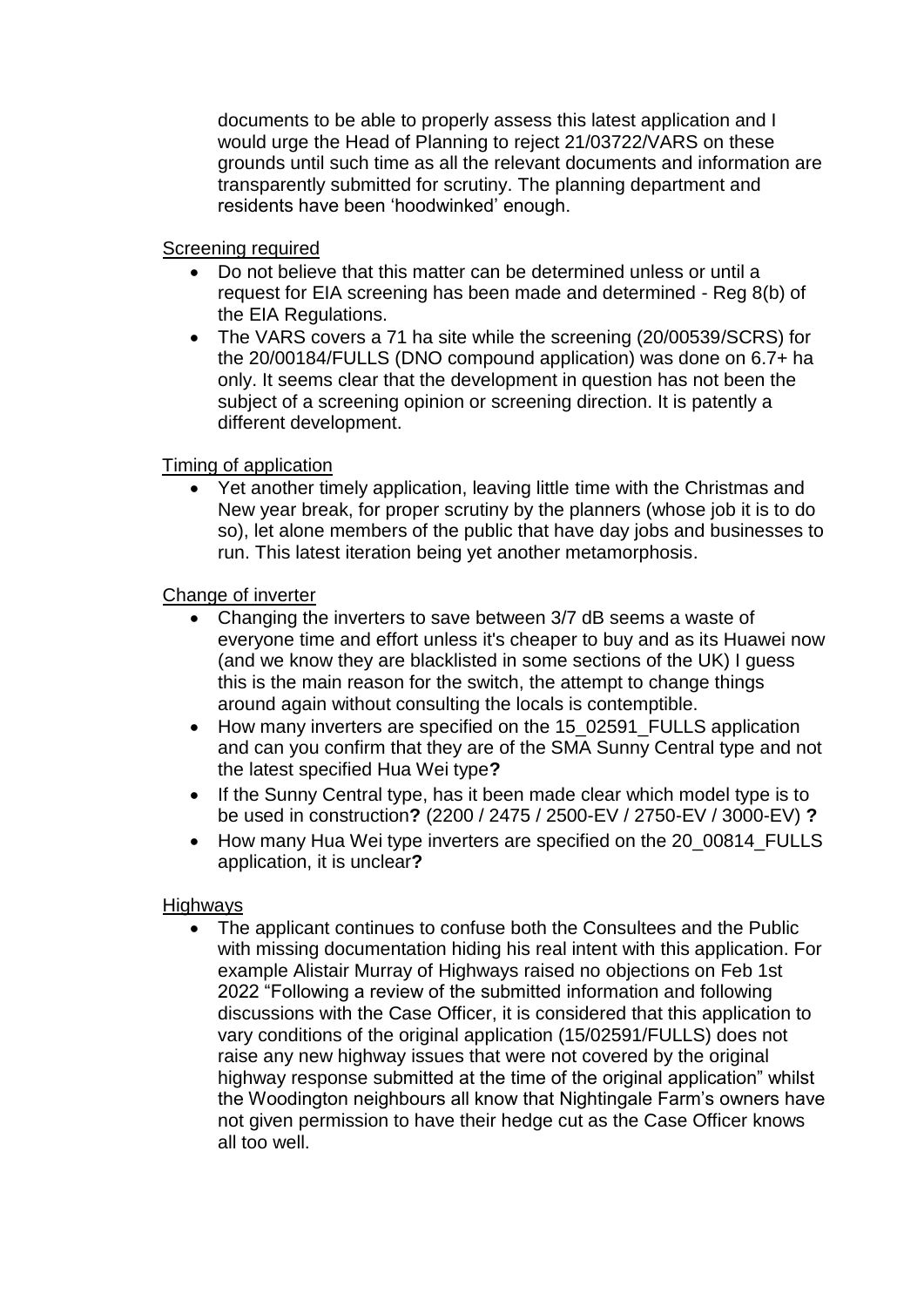documents to be able to properly assess this latest application and I would urge the Head of Planning to reject 21/03722/VARS on these grounds until such time as all the relevant documents and information are transparently submitted for scrutiny. The planning department and residents have been 'hoodwinked' enough.

Screening required

- Do not believe that this matter can be determined unless or until a request for EIA screening has been made and determined - Reg 8(b) of the EIA Regulations.
- The VARS covers a 71 ha site while the screening (20/00539/SCRS) for the 20/00184/FULLS (DNO compound application) was done on 6.7+ ha only. It seems clear that the development in question has not been the subject of a screening opinion or screening direction. It is patently a different development.

Timing of application

- Yet another timely application, leaving little time with the Christmas and New year break, for proper scrutiny by the planners (whose job it is to do so), let alone members of the public that have day jobs and businesses to run. This latest iteration being yet another metamorphosis.

Change of inverter

- Changing the inverters to save between 3/7 dB seems a waste of everyone time and effort unless it's cheaper to buy and as its Huawei now (and we know they are blacklisted in some sections of the UK) I guess this is the main reason for the switch, the attempt to change things around again without consulting the locals is contemptible.
- How many inverters are specified on the 15_02591_FULLS application and can you confirm that they are of the SMA Sunny Central type and not the latest specified Hua Wei type**?**
- If the Sunny Central type, has it been made clear which model type is to be used in construction**?** (2200 / 2475 / 2500-EV / 2750-EV / 3000-EV) **?**
- How many Hua Wei type inverters are specified on the 20_00814_FULLS application, it is unclear**?**

Highways

- The applicant continues to confuse both the Consultees and the Public with missing documentation hiding his real intent with this application. For example Alistair Murray of Highways raised no objections on Feb 1st 2022 "Following a review of the submitted information and following discussions with the Case Officer, it is considered that this application to vary conditions of the original application (15/02591/FULLS) does not raise any new highway issues that were not covered by the original highway response submitted at the time of the original application" whilst the Woodington neighbours all know that Nightingale Farm's owners have not given permission to have their hedge cut as the Case Officer knows all too well.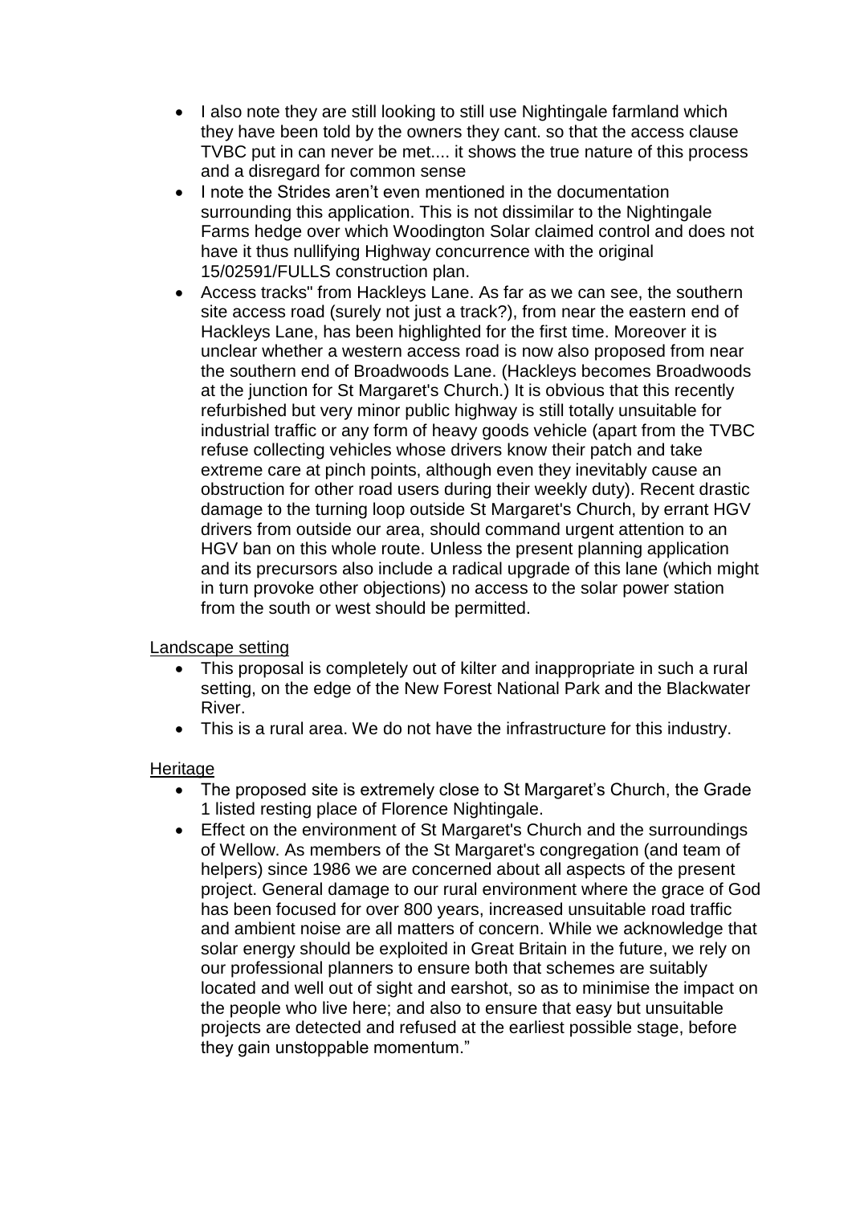- I also note they are still looking to still use Nightingale farmland which they have been told by the owners they cant. so that the access clause TVBC put in can never be met.... it shows the true nature of this process and a disregard for common sense
- I note the Strides aren't even mentioned in the documentation surrounding this application. This is not dissimilar to the Nightingale Farms hedge over which Woodington Solar claimed control and does not have it thus nullifying Highway concurrence with the original 15/02591/FULLS construction plan.
- Access tracks" from Hackleys Lane. As far as we can see, the southern site access road (surely not just a track?), from near the eastern end of Hackleys Lane, has been highlighted for the first time. Moreover it is unclear whether a western access road is now also proposed from near the southern end of Broadwoods Lane. (Hackleys becomes Broadwoods at the junction for St Margaret's Church.) It is obvious that this recently refurbished but very minor public highway is still totally unsuitable for industrial traffic or any form of heavy goods vehicle (apart from the TVBC refuse collecting vehicles whose drivers know their patch and take extreme care at pinch points, although even they inevitably cause an obstruction for other road users during their weekly duty). Recent drastic damage to the turning loop outside St Margaret's Church, by errant HGV drivers from outside our area, should command urgent attention to an HGV ban on this whole route. Unless the present planning application and its precursors also include a radical upgrade of this lane (which might in turn provoke other objections) no access to the solar power station from the south or west should be permitted.

<u>Landscape setting</u>

- This proposal is completely out of kilter and inappropriate in such a rural setting, on the edge of the New Forest National Park and the Blackwater River.
- This is a rural area. We do not have the infrastructure for this industry.

<u>Heritage</u>

- The proposed site is extremely close to St Margaret's Church, the Grade 1 listed resting place of Florence Nightingale.
- Effect on the environment of St Margaret's Church and the surroundings of Wellow. As members of the St Margaret's congregation (and team of helpers) since 1986 we are concerned about all aspects of the present project. General damage to our rural environment where the grace of God has been focused for over 800 years, increased unsuitable road traffic and ambient noise are all matters of concern. While we acknowledge that solar energy should be exploited in Great Britain in the future, we rely on our professional planners to ensure both that schemes are suitably located and well out of sight and earshot, so as to minimise the impact on the people who live here; and also to ensure that easy but unsuitable projects are detected and refused at the earliest possible stage, before they gain unstoppable momentum."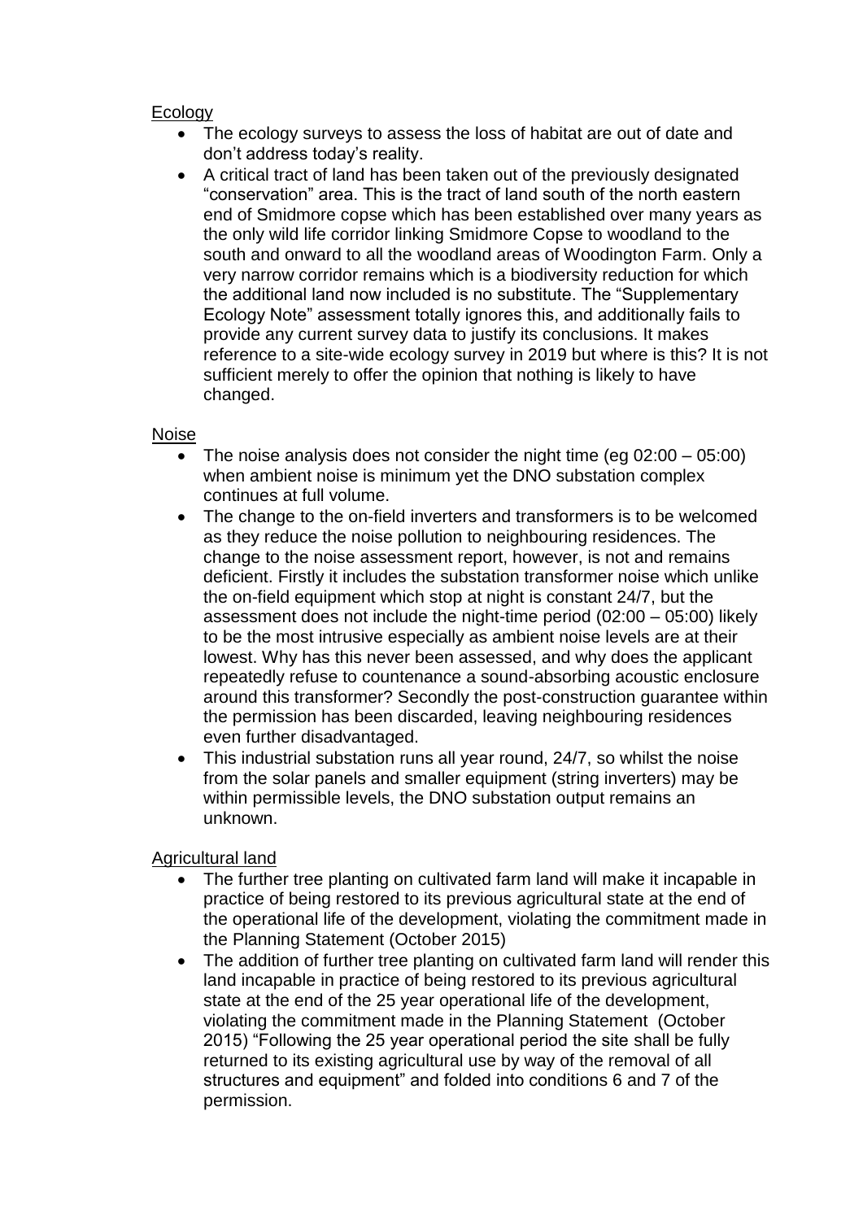Ecology

- The ecology surveys to assess the loss of habitat are out of date and don't address today's reality.
- A critical tract of land has been taken out of the previously designated "conservation" area. This is the tract of land south of the north eastern end of Smidmore copse which has been established over many years as the only wild life corridor linking Smidmore Copse to woodland to the south and onward to all the woodland areas of Woodington Farm. Only a very narrow corridor remains which is a biodiversity reduction for which the additional land now included is no substitute. The "Supplementary Ecology Note" assessment totally ignores this, and additionally fails to provide any current survey data to justify its conclusions. It makes reference to a site-wide ecology survey in 2019 but where is this? It is not sufficient merely to offer the opinion that nothing is likely to have changed.

Noise

- The noise analysis does not consider the night time (eg 02:00 – 05:00) when ambient noise is minimum yet the DNO substation complex continues at full volume.
- The change to the on-field inverters and transformers is to be welcomed as they reduce the noise pollution to neighbouring residences. The change to the noise assessment report, however, is not and remains deficient. Firstly it includes the substation transformer noise which unlike the on-field equipment which stop at night is constant 24/7, but the assessment does not include the night-time period (02:00 – 05:00) likely to be the most intrusive especially as ambient noise levels are at their lowest. Why has this never been assessed, and why does the applicant repeatedly refuse to countenance a sound-absorbing acoustic enclosure around this transformer? Secondly the post-construction guarantee within the permission has been discarded, leaving neighbouring residences even further disadvantaged.
- This industrial substation runs all year round, 24/7, so whilst the noise from the solar panels and smaller equipment (string inverters) may be within permissible levels, the DNO substation output remains an unknown.

Agricultural land

- The further tree planting on cultivated farm land will make it incapable in practice of being restored to its previous agricultural state at the end of the operational life of the development, violating the commitment made in the Planning Statement (October 2015)
- The addition of further tree planting on cultivated farm land will render this land incapable in practice of being restored to its previous agricultural state at the end of the 25 year operational life of the development, violating the commitment made in the Planning Statement (October 2015) "Following the 25 year operational period the site shall be fully returned to its existing agricultural use by way of the removal of all structures and equipment" and folded into conditions 6 and 7 of the permission.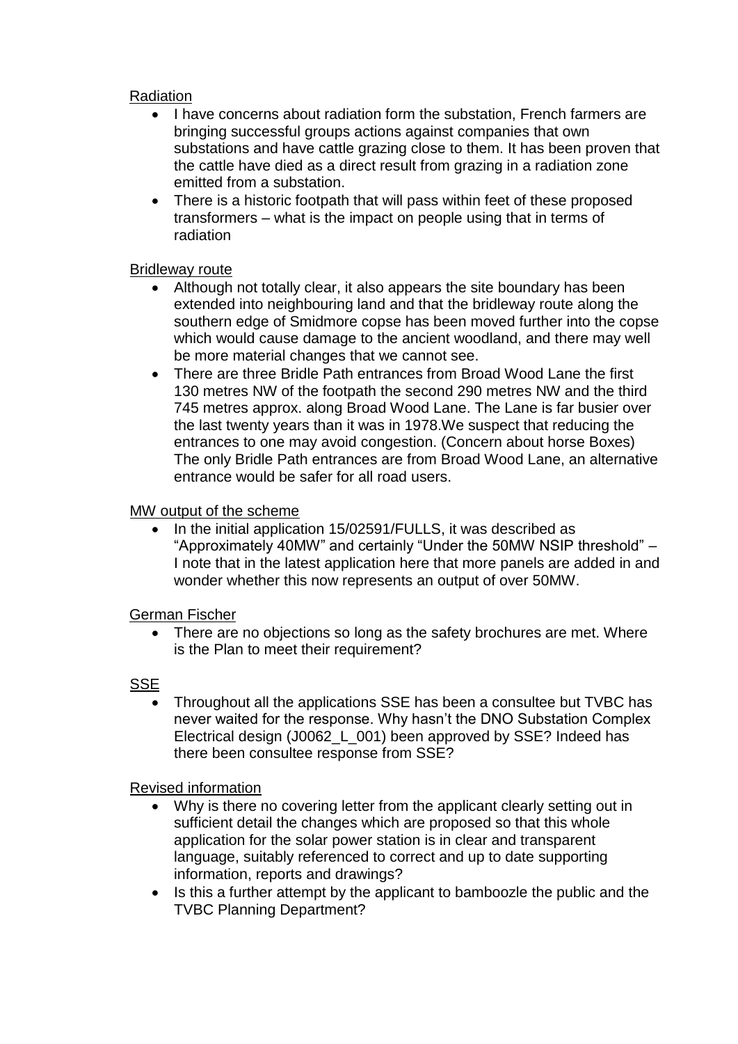Radiation

- I have concerns about radiation form the substation, French farmers are bringing successful groups actions against companies that own substations and have cattle grazing close to them. It has been proven that the cattle have died as a direct result from grazing in a radiation zone emitted from a substation.
- There is a historic footpath that will pass within feet of these proposed transformers – what is the impact on people using that in terms of radiation

Bridleway route

- Although not totally clear, it also appears the site boundary has been extended into neighbouring land and that the bridleway route along the southern edge of Smidmore copse has been moved further into the copse which would cause damage to the ancient woodland, and there may well be more material changes that we cannot see.
- There are three Bridle Path entrances from Broad Wood Lane the first 130 metres NW of the footpath the second 290 metres NW and the third 745 metres approx. along Broad Wood Lane. The Lane is far busier over the last twenty years than it was in 1978.We suspect that reducing the entrances to one may avoid congestion. (Concern about horse Boxes) The only Bridle Path entrances are from Broad Wood Lane, an alternative entrance would be safer for all road users.

MW output of the scheme

- In the initial application 15/02591/FULLS, it was described as "Approximately 40MW" and certainly "Under the 50MW NSIP threshold" – I note that in the latest application here that more panels are added in and wonder whether this now represents an output of over 50MW.

German Fischer

- There are no objections so long as the safety brochures are met. Where is the Plan to meet their requirement?

SSE

- Throughout all the applications SSE has been a consultee but TVBC has never waited for the response. Why hasn't the DNO Substation Complex Electrical design (J0062_L_001) been approved by SSE? Indeed has there been consultee response from SSE?

Revised information

- Why is there no covering letter from the applicant clearly setting out in sufficient detail the changes which are proposed so that this whole application for the solar power station is in clear and transparent language, suitably referenced to correct and up to date supporting information, reports and drawings?
- Is this a further attempt by the applicant to bamboozle the public and the TVBC Planning Department?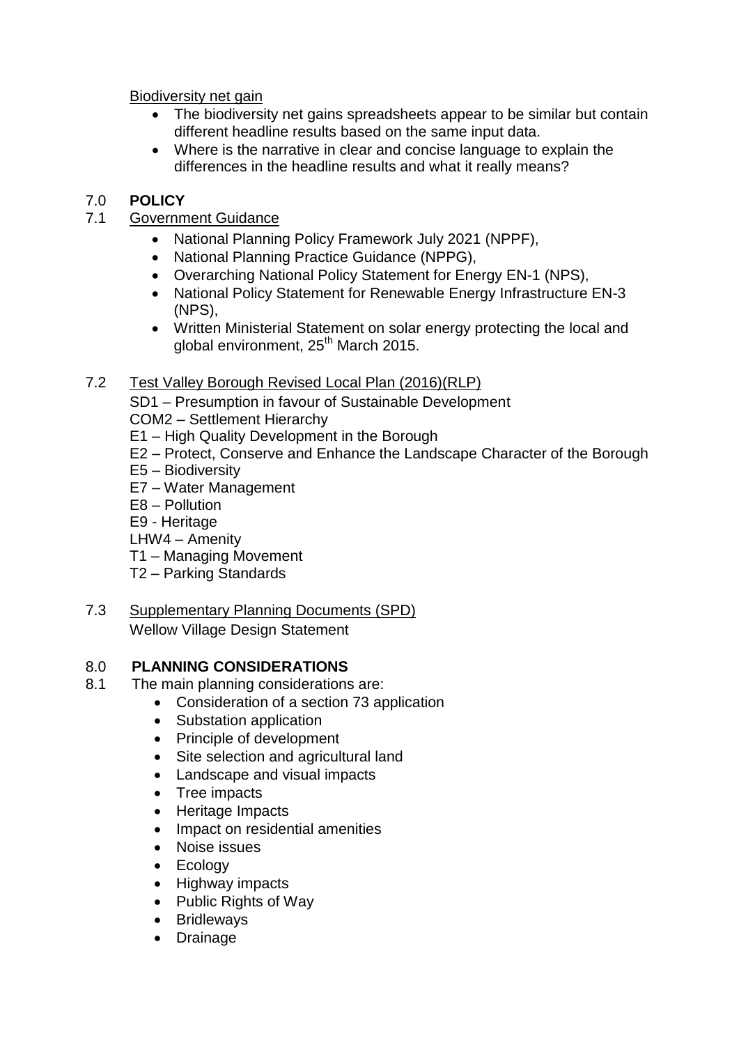Biodiversity net gain

- The biodiversity net gains spreadsheets appear to be similar but contain different headline results based on the same input data.
- Where is the narrative in clear and concise language to explain the differences in the headline results and what it really means?

## 7.0 POLICY

### 7.1 Government Guidance

- National Planning Policy Framework July 2021 (NPPF),
- National Planning Practice Guidance (NPPG),
- Overarching National Policy Statement for Energy EN-1 (NPS),
- National Policy Statement for Renewable Energy Infrastructure EN-3 (NPS),
- Written Ministerial Statement on solar energy protecting the local and global environment, 25th March 2015.

### 7.2 Test Valley Borough Revised Local Plan (2016)(RLP)

SD1 – Presumption in favour of Sustainable Development
COM2 – Settlement Hierarchy
E1 – High Quality Development in the Borough
E2 – Protect, Conserve and Enhance the Landscape Character of the Borough
E5 – Biodiversity
E7 – Water Management
E8 – Pollution
E9 - Heritage
LHW4 – Amenity
T1 – Managing Movement
T2 – Parking Standards

### 7.3 Supplementary Planning Documents (SPD)

Wellow Village Design Statement

## 8.0 PLANNING CONSIDERATIONS

8.1 The main planning considerations are:

- Consideration of a section 73 application
- Substation application
- Principle of development
- Site selection and agricultural land
- Landscape and visual impacts
- Tree impacts
- Heritage Impacts
- Impact on residential amenities
- Noise issues
- Ecology
- Highway impacts
- Public Rights of Way
- Bridleways
- Drainage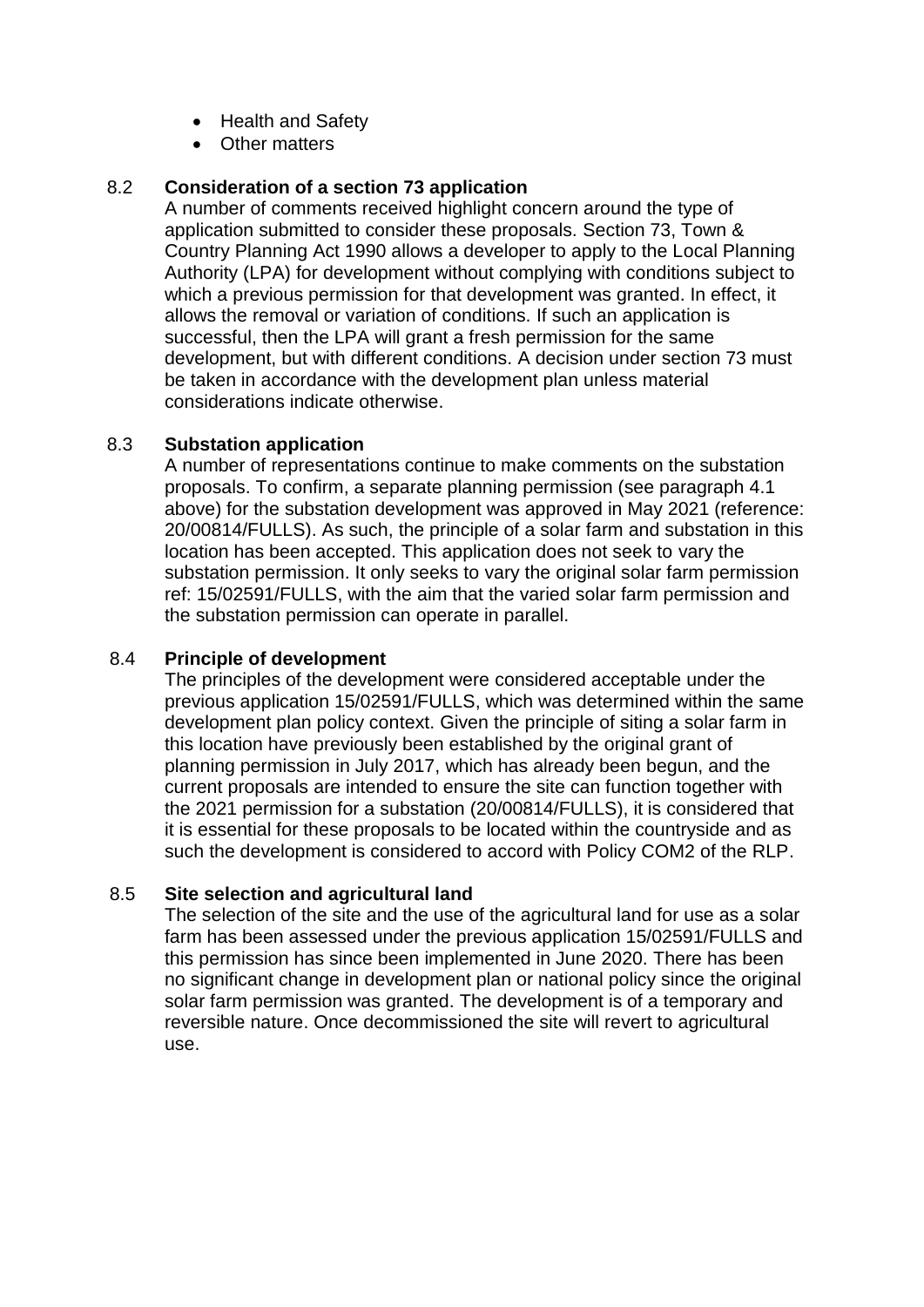- Health and Safety
- Other matters

8.2 **Consideration of a section 73 application**

A number of comments received highlight concern around the type of application submitted to consider these proposals. Section 73, Town & Country Planning Act 1990 allows a developer to apply to the Local Planning Authority (LPA) for development without complying with conditions subject to which a previous permission for that development was granted. In effect, it allows the removal or variation of conditions. If such an application is successful, then the LPA will grant a fresh permission for the same development, but with different conditions. A decision under section 73 must be taken in accordance with the development plan unless material considerations indicate otherwise.

8.3 **Substation application**

A number of representations continue to make comments on the substation proposals. To confirm, a separate planning permission (see paragraph 4.1 above) for the substation development was approved in May 2021 (reference: 20/00814/FULLS). As such, the principle of a solar farm and substation in this location has been accepted. This application does not seek to vary the substation permission. It only seeks to vary the original solar farm permission ref: 15/02591/FULLS, with the aim that the varied solar farm permission and the substation permission can operate in parallel.

8.4 **Principle of development**

The principles of the development were considered acceptable under the previous application 15/02591/FULLS, which was determined within the same development plan policy context. Given the principle of siting a solar farm in this location have previously been established by the original grant of planning permission in July 2017, which has already been begun, and the current proposals are intended to ensure the site can function together with the 2021 permission for a substation (20/00814/FULLS), it is considered that it is essential for these proposals to be located within the countryside and as such the development is considered to accord with Policy COM2 of the RLP.

8.5 **Site selection and agricultural land**

The selection of the site and the use of the agricultural land for use as a solar farm has been assessed under the previous application 15/02591/FULLS and this permission has since been implemented in June 2020. There has been no significant change in development plan or national policy since the original solar farm permission was granted. The development is of a temporary and reversible nature. Once decommissioned the site will revert to agricultural use.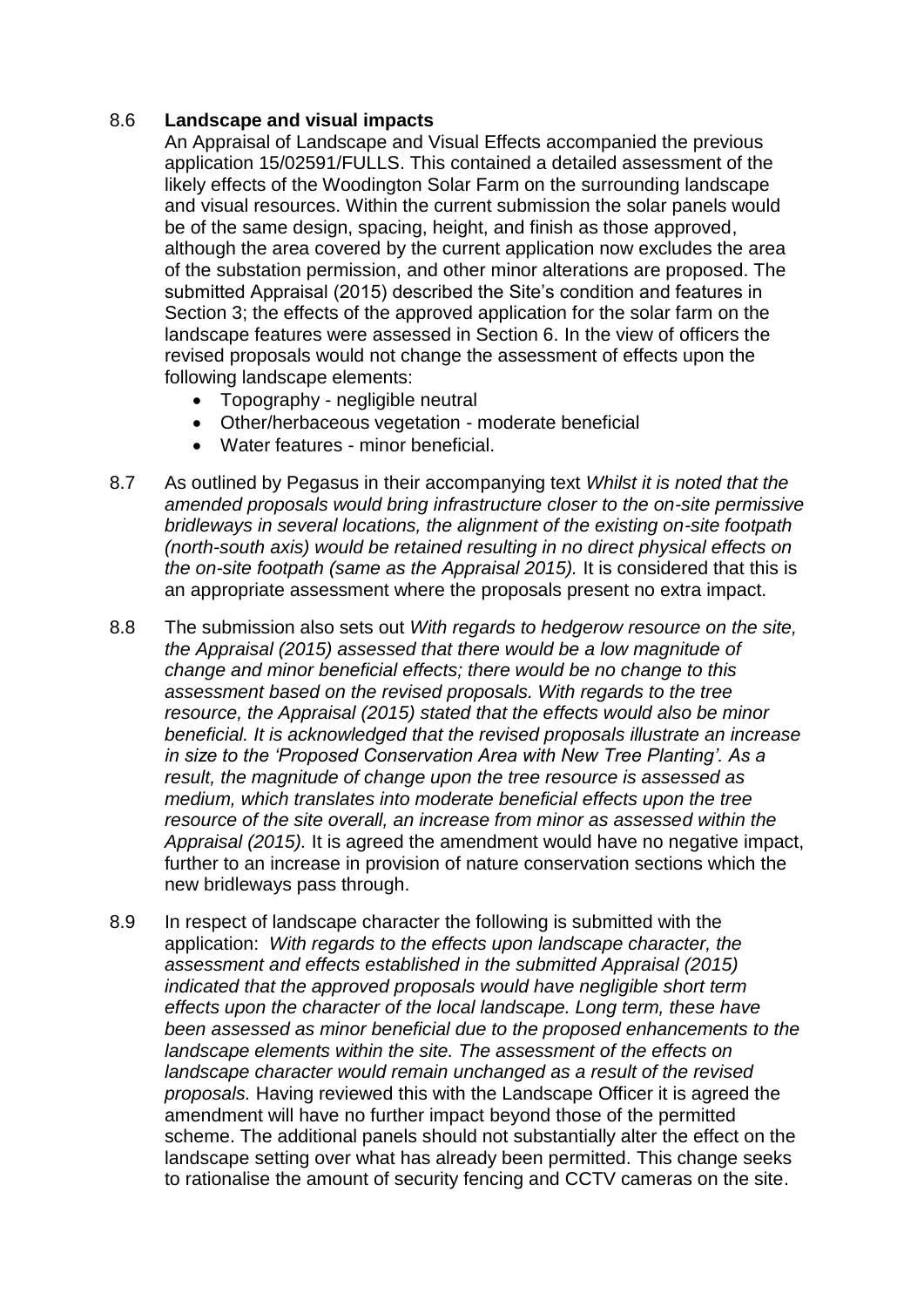8.6 **Landscape and visual impacts**

An Appraisal of Landscape and Visual Effects accompanied the previous application 15/02591/FULLS. This contained a detailed assessment of the likely effects of the Woodington Solar Farm on the surrounding landscape and visual resources. Within the current submission the solar panels would be of the same design, spacing, height, and finish as those approved, although the area covered by the current application now excludes the area of the substation permission, and other minor alterations are proposed. The submitted Appraisal (2015) described the Site's condition and features in Section 3; the effects of the approved application for the solar farm on the landscape features were assessed in Section 6. In the view of officers the revised proposals would not change the assessment of effects upon the following landscape elements:

- Topography - negligible neutral
- Other/herbaceous vegetation - moderate beneficial
- Water features - minor beneficial.

8.7 As outlined by Pegasus in their accompanying text *Whilst it is noted that the amended proposals would bring infrastructure closer to the on-site permissive bridleways in several locations, the alignment of the existing on-site footpath (north-south axis) would be retained resulting in no direct physical effects on the on-site footpath (same as the Appraisal 2015).* It is considered that this is an appropriate assessment where the proposals present no extra impact.

8.8 The submission also sets out *With regards to hedgerow resource on the site, the Appraisal (2015) assessed that there would be a low magnitude of change and minor beneficial effects; there would be no change to this assessment based on the revised proposals. With regards to the tree resource, the Appraisal (2015) stated that the effects would also be minor beneficial. It is acknowledged that the revised proposals illustrate an increase in size to the 'Proposed Conservation Area with New Tree Planting'. As a result, the magnitude of change upon the tree resource is assessed as medium, which translates into moderate beneficial effects upon the tree resource of the site overall, an increase from minor as assessed within the Appraisal (2015).* It is agreed the amendment would have no negative impact, further to an increase in provision of nature conservation sections which the new bridleways pass through.

8.9 In respect of landscape character the following is submitted with the application: *With regards to the effects upon landscape character, the assessment and effects established in the submitted Appraisal (2015) indicated that the approved proposals would have negligible short term effects upon the character of the local landscape. Long term, these have been assessed as minor beneficial due to the proposed enhancements to the landscape elements within the site. The assessment of the effects on landscape character would remain unchanged as a result of the revised proposals.* Having reviewed this with the Landscape Officer it is agreed the amendment will have no further impact beyond those of the permitted scheme. The additional panels should not substantially alter the effect on the landscape setting over what has already been permitted. This change seeks to rationalise the amount of security fencing and CCTV cameras on the site.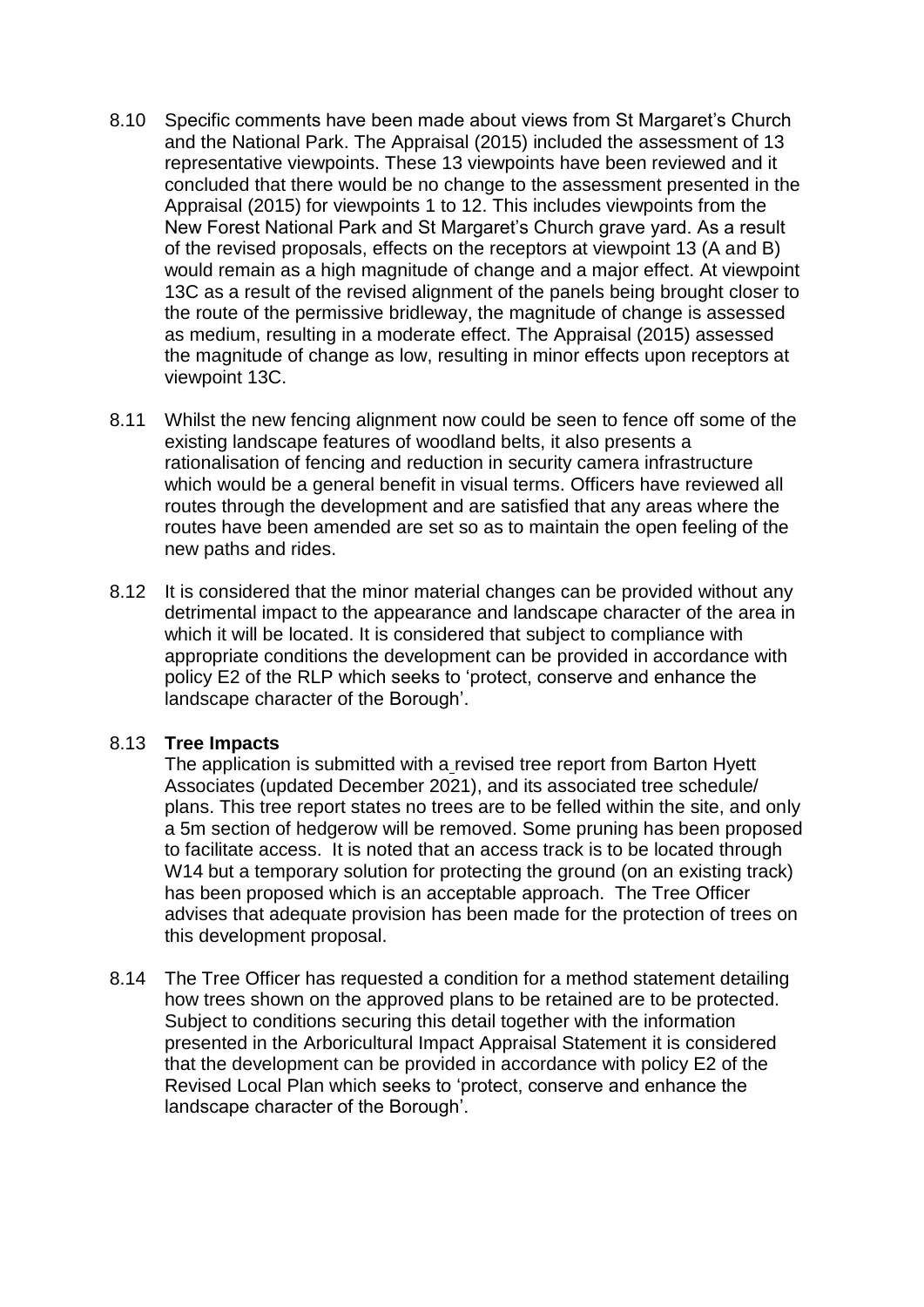8.10 Specific comments have been made about views from St Margaret's Church and the National Park. The Appraisal (2015) included the assessment of 13 representative viewpoints. These 13 viewpoints have been reviewed and it concluded that there would be no change to the assessment presented in the Appraisal (2015) for viewpoints 1 to 12. This includes viewpoints from the New Forest National Park and St Margaret's Church grave yard. As a result of the revised proposals, effects on the receptors at viewpoint 13 (A and B) would remain as a high magnitude of change and a major effect. At viewpoint 13C as a result of the revised alignment of the panels being brought closer to the route of the permissive bridleway, the magnitude of change is assessed as medium, resulting in a moderate effect. The Appraisal (2015) assessed the magnitude of change as low, resulting in minor effects upon receptors at viewpoint 13C.

8.11 Whilst the new fencing alignment now could be seen to fence off some of the existing landscape features of woodland belts, it also presents a rationalisation of fencing and reduction in security camera infrastructure which would be a general benefit in visual terms. Officers have reviewed all routes through the development and are satisfied that any areas where the routes have been amended are set so as to maintain the open feeling of the new paths and rides.

8.12 It is considered that the minor material changes can be provided without any detrimental impact to the appearance and landscape character of the area in which it will be located. It is considered that subject to compliance with appropriate conditions the development can be provided in accordance with policy E2 of the RLP which seeks to 'protect, conserve and enhance the landscape character of the Borough'.

8.13 **Tree Impacts**

The application is submitted with a revised tree report from Barton Hyett Associates (updated December 2021), and its associated tree schedule/ plans. This tree report states no trees are to be felled within the site, and only a 5m section of hedgerow will be removed. Some pruning has been proposed to facilitate access. It is noted that an access track is to be located through W14 but a temporary solution for protecting the ground (on an existing track) has been proposed which is an acceptable approach. The Tree Officer advises that adequate provision has been made for the protection of trees on this development proposal.

8.14 The Tree Officer has requested a condition for a method statement detailing how trees shown on the approved plans to be retained are to be protected. Subject to conditions securing this detail together with the information presented in the Arboricultural Impact Appraisal Statement it is considered that the development can be provided in accordance with policy E2 of the Revised Local Plan which seeks to 'protect, conserve and enhance the landscape character of the Borough'.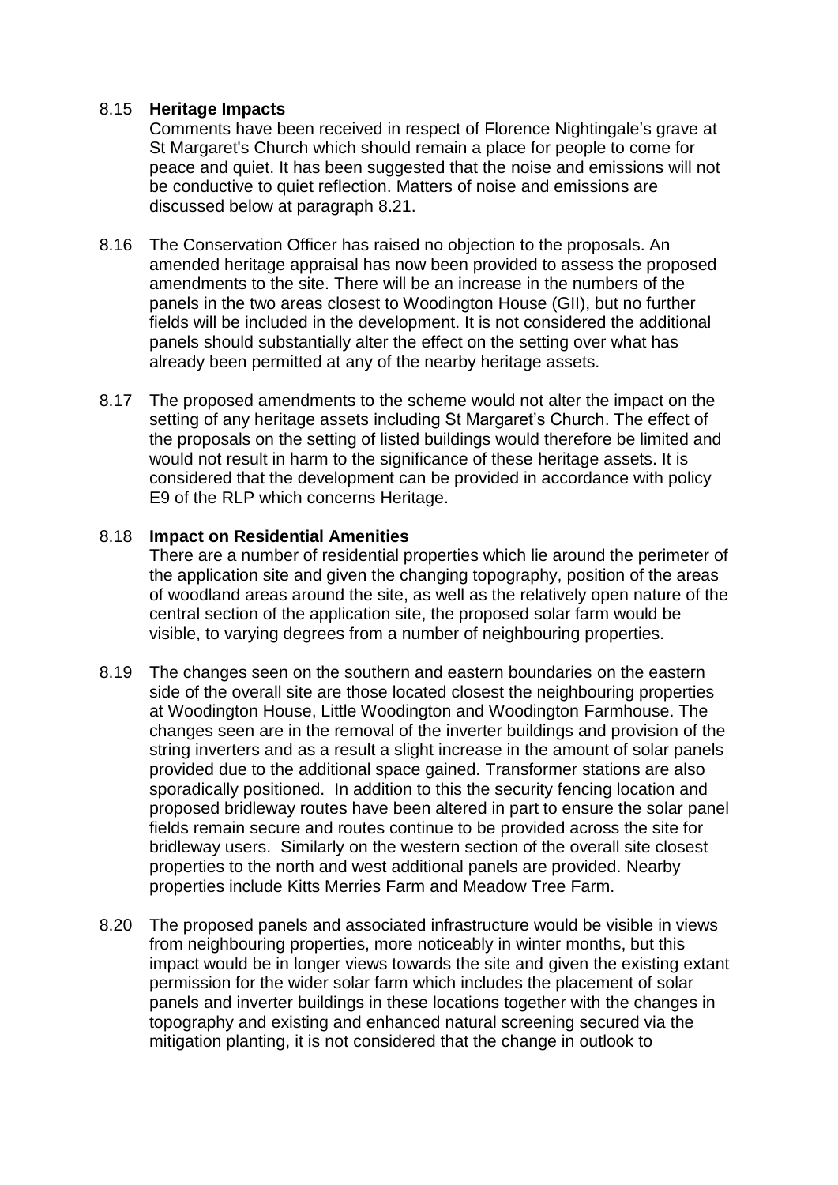8.15 **Heritage Impacts**

Comments have been received in respect of Florence Nightingale's grave at St Margaret's Church which should remain a place for people to come for peace and quiet. It has been suggested that the noise and emissions will not be conductive to quiet reflection. Matters of noise and emissions are discussed below at paragraph 8.21.

8.16 The Conservation Officer has raised no objection to the proposals. An amended heritage appraisal has now been provided to assess the proposed amendments to the site. There will be an increase in the numbers of the panels in the two areas closest to Woodington House (GII), but no further fields will be included in the development. It is not considered the additional panels should substantially alter the effect on the setting over what has already been permitted at any of the nearby heritage assets.

8.17 The proposed amendments to the scheme would not alter the impact on the setting of any heritage assets including St Margaret's Church. The effect of the proposals on the setting of listed buildings would therefore be limited and would not result in harm to the significance of these heritage assets. It is considered that the development can be provided in accordance with policy E9 of the RLP which concerns Heritage.

8.18 **Impact on Residential Amenities**

There are a number of residential properties which lie around the perimeter of the application site and given the changing topography, position of the areas of woodland areas around the site, as well as the relatively open nature of the central section of the application site, the proposed solar farm would be visible, to varying degrees from a number of neighbouring properties.

8.19 The changes seen on the southern and eastern boundaries on the eastern side of the overall site are those located closest the neighbouring properties at Woodington House, Little Woodington and Woodington Farmhouse. The changes seen are in the removal of the inverter buildings and provision of the string inverters and as a result a slight increase in the amount of solar panels provided due to the additional space gained. Transformer stations are also sporadically positioned. In addition to this the security fencing location and proposed bridleway routes have been altered in part to ensure the solar panel fields remain secure and routes continue to be provided across the site for bridleway users. Similarly on the western section of the overall site closest properties to the north and west additional panels are provided. Nearby properties include Kitts Merries Farm and Meadow Tree Farm.

8.20 The proposed panels and associated infrastructure would be visible in views from neighbouring properties, more noticeably in winter months, but this impact would be in longer views towards the site and given the existing extant permission for the wider solar farm which includes the placement of solar panels and inverter buildings in these locations together with the changes in topography and existing and enhanced natural screening secured via the mitigation planting, it is not considered that the change in outlook to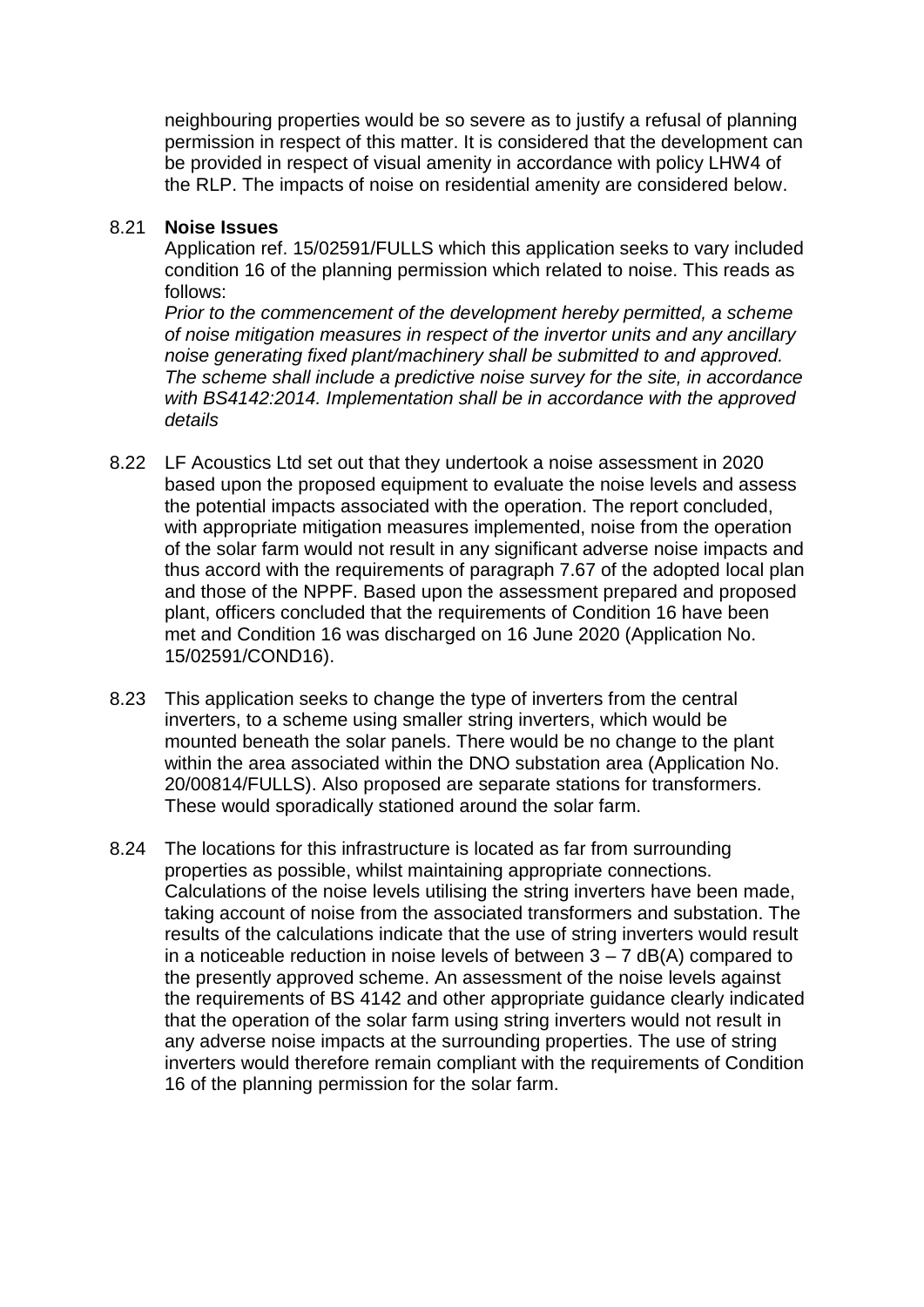neighbouring properties would be so severe as to justify a refusal of planning permission in respect of this matter. It is considered that the development can be provided in respect of visual amenity in accordance with policy LHW4 of the RLP. The impacts of noise on residential amenity are considered below.

8.21 **Noise Issues**

Application ref. 15/02591/FULLS which this application seeks to vary included condition 16 of the planning permission which related to noise. This reads as follows:

*Prior to the commencement of the development hereby permitted, a scheme of noise mitigation measures in respect of the invertor units and any ancillary noise generating fixed plant/machinery shall be submitted to and approved. The scheme shall include a predictive noise survey for the site, in accordance with BS4142:2014. Implementation shall be in accordance with the approved details*

8.22 LF Acoustics Ltd set out that they undertook a noise assessment in 2020 based upon the proposed equipment to evaluate the noise levels and assess the potential impacts associated with the operation. The report concluded, with appropriate mitigation measures implemented, noise from the operation of the solar farm would not result in any significant adverse noise impacts and thus accord with the requirements of paragraph 7.67 of the adopted local plan and those of the NPPF. Based upon the assessment prepared and proposed plant, officers concluded that the requirements of Condition 16 have been met and Condition 16 was discharged on 16 June 2020 (Application No. 15/02591/COND16).

8.23 This application seeks to change the type of inverters from the central inverters, to a scheme using smaller string inverters, which would be mounted beneath the solar panels. There would be no change to the plant within the area associated within the DNO substation area (Application No. 20/00814/FULLS). Also proposed are separate stations for transformers. These would sporadically stationed around the solar farm.

8.24 The locations for this infrastructure is located as far from surrounding properties as possible, whilst maintaining appropriate connections. Calculations of the noise levels utilising the string inverters have been made, taking account of noise from the associated transformers and substation. The results of the calculations indicate that the use of string inverters would result in a noticeable reduction in noise levels of between 3 – 7 dB(A) compared to the presently approved scheme. An assessment of the noise levels against the requirements of BS 4142 and other appropriate guidance clearly indicated that the operation of the solar farm using string inverters would not result in any adverse noise impacts at the surrounding properties. The use of string inverters would therefore remain compliant with the requirements of Condition 16 of the planning permission for the solar farm.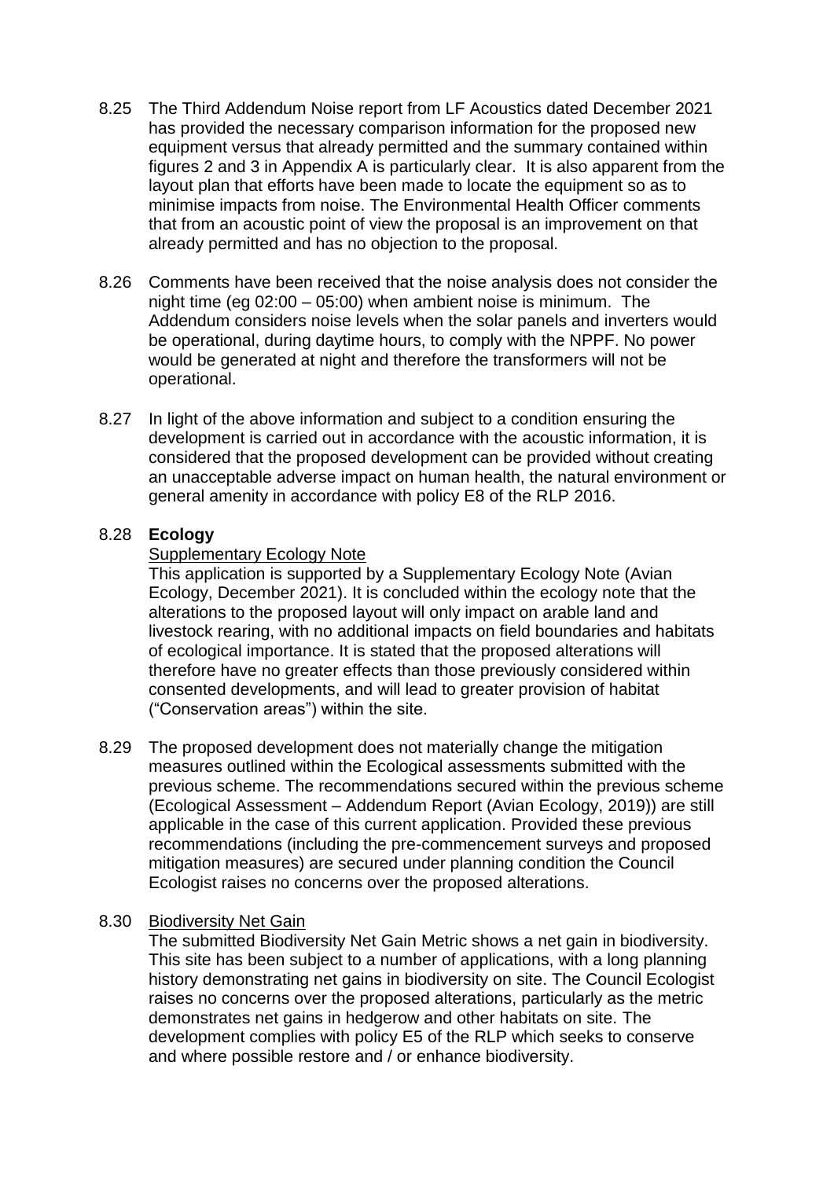8.25 The Third Addendum Noise report from LF Acoustics dated December 2021 has provided the necessary comparison information for the proposed new equipment versus that already permitted and the summary contained within figures 2 and 3 in Appendix A is particularly clear. It is also apparent from the layout plan that efforts have been made to locate the equipment so as to minimise impacts from noise. The Environmental Health Officer comments that from an acoustic point of view the proposal is an improvement on that already permitted and has no objection to the proposal.

8.26 Comments have been received that the noise analysis does not consider the night time (eg 02:00 – 05:00) when ambient noise is minimum. The Addendum considers noise levels when the solar panels and inverters would be operational, during daytime hours, to comply with the NPPF. No power would be generated at night and therefore the transformers will not be operational.

8.27 In light of the above information and subject to a condition ensuring the development is carried out in accordance with the acoustic information, it is considered that the proposed development can be provided without creating an unacceptable adverse impact on human health, the natural environment or general amenity in accordance with policy E8 of the RLP 2016.

8.28 **Ecology**

Supplementary Ecology Note

This application is supported by a Supplementary Ecology Note (Avian Ecology, December 2021). It is concluded within the ecology note that the alterations to the proposed layout will only impact on arable land and livestock rearing, with no additional impacts on field boundaries and habitats of ecological importance. It is stated that the proposed alterations will therefore have no greater effects than those previously considered within consented developments, and will lead to greater provision of habitat ("Conservation areas") within the site.

8.29 The proposed development does not materially change the mitigation measures outlined within the Ecological assessments submitted with the previous scheme. The recommendations secured within the previous scheme (Ecological Assessment – Addendum Report (Avian Ecology, 2019)) are still applicable in the case of this current application. Provided these previous recommendations (including the pre-commencement surveys and proposed mitigation measures) are secured under planning condition the Council Ecologist raises no concerns over the proposed alterations.

8.30 Biodiversity Net Gain

The submitted Biodiversity Net Gain Metric shows a net gain in biodiversity. This site has been subject to a number of applications, with a long planning history demonstrating net gains in biodiversity on site. The Council Ecologist raises no concerns over the proposed alterations, particularly as the metric demonstrates net gains in hedgerow and other habitats on site. The development complies with policy E5 of the RLP which seeks to conserve and where possible restore and / or enhance biodiversity.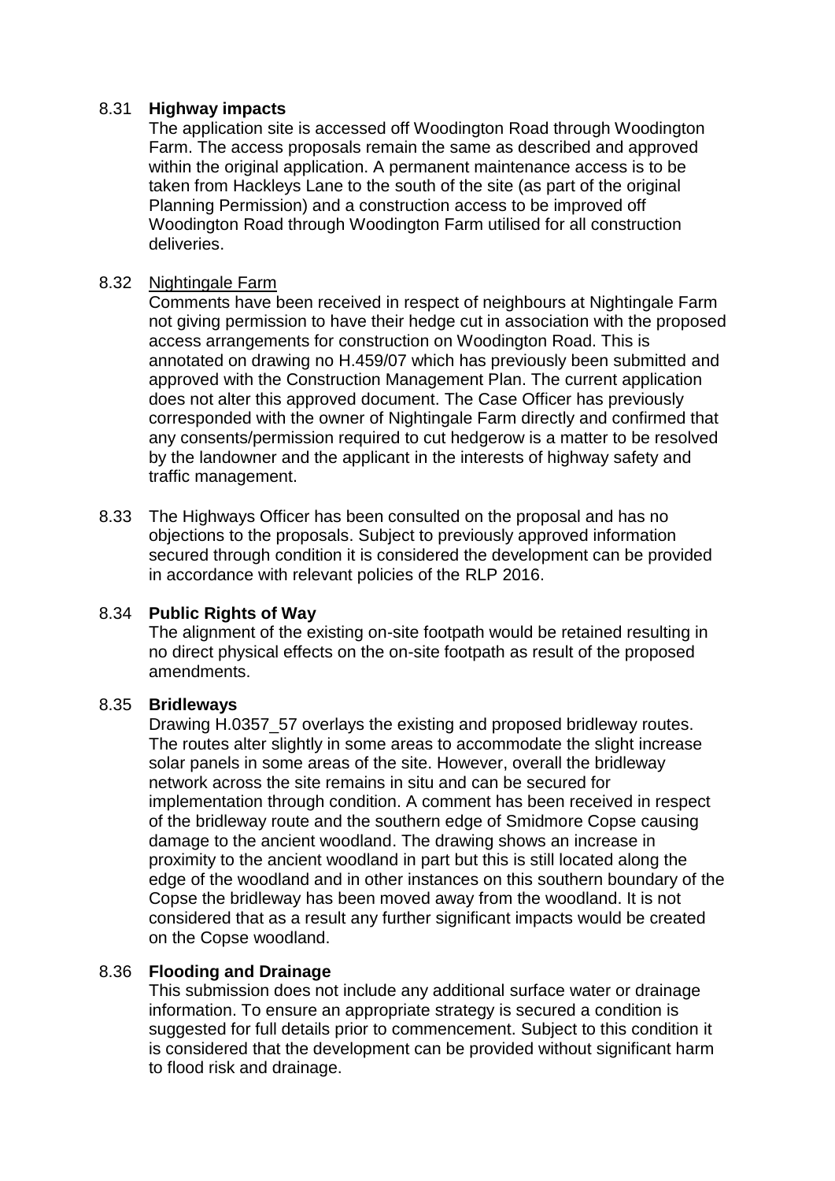8.31 **Highway impacts**

The application site is accessed off Woodington Road through Woodington Farm. The access proposals remain the same as described and approved within the original application. A permanent maintenance access is to be taken from Hackleys Lane to the south of the site (as part of the original Planning Permission) and a construction access to be improved off Woodington Road through Woodington Farm utilised for all construction deliveries.

8.32 Nightingale Farm

Comments have been received in respect of neighbours at Nightingale Farm not giving permission to have their hedge cut in association with the proposed access arrangements for construction on Woodington Road. This is annotated on drawing no H.459/07 which has previously been submitted and approved with the Construction Management Plan. The current application does not alter this approved document. The Case Officer has previously corresponded with the owner of Nightingale Farm directly and confirmed that any consents/permission required to cut hedgerow is a matter to be resolved by the landowner and the applicant in the interests of highway safety and traffic management.

8.33 The Highways Officer has been consulted on the proposal and has no objections to the proposals. Subject to previously approved information secured through condition it is considered the development can be provided in accordance with relevant policies of the RLP 2016.

8.34 **Public Rights of Way**

The alignment of the existing on-site footpath would be retained resulting in no direct physical effects on the on-site footpath as result of the proposed amendments.

8.35 **Bridleways**

Drawing H.0357_57 overlays the existing and proposed bridleway routes. The routes alter slightly in some areas to accommodate the slight increase solar panels in some areas of the site. However, overall the bridleway network across the site remains in situ and can be secured for implementation through condition. A comment has been received in respect of the bridleway route and the southern edge of Smidmore Copse causing damage to the ancient woodland. The drawing shows an increase in proximity to the ancient woodland in part but this is still located along the edge of the woodland and in other instances on this southern boundary of the Copse the bridleway has been moved away from the woodland. It is not considered that as a result any further significant impacts would be created on the Copse woodland.

8.36 **Flooding and Drainage**

This submission does not include any additional surface water or drainage information. To ensure an appropriate strategy is secured a condition is suggested for full details prior to commencement. Subject to this condition it is considered that the development can be provided without significant harm to flood risk and drainage.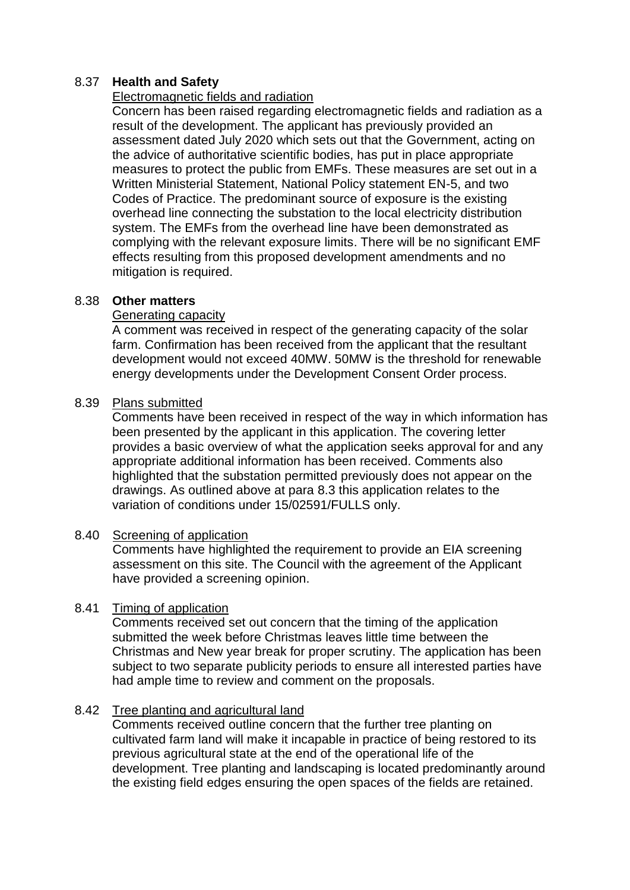8.37 **Health and Safety**

Electromagnetic fields and radiation

Concern has been raised regarding electromagnetic fields and radiation as a result of the development. The applicant has previously provided an assessment dated July 2020 which sets out that the Government, acting on the advice of authoritative scientific bodies, has put in place appropriate measures to protect the public from EMFs. These measures are set out in a Written Ministerial Statement, National Policy statement EN-5, and two Codes of Practice. The predominant source of exposure is the existing overhead line connecting the substation to the local electricity distribution system. The EMFs from the overhead line have been demonstrated as complying with the relevant exposure limits. There will be no significant EMF effects resulting from this proposed development amendments and no mitigation is required.

8.38 **Other matters**

Generating capacity

A comment was received in respect of the generating capacity of the solar farm. Confirmation has been received from the applicant that the resultant development would not exceed 40MW. 50MW is the threshold for renewable energy developments under the Development Consent Order process.

8.39 Plans submitted

Comments have been received in respect of the way in which information has been presented by the applicant in this application. The covering letter provides a basic overview of what the application seeks approval for and any appropriate additional information has been received. Comments also highlighted that the substation permitted previously does not appear on the drawings. As outlined above at para 8.3 this application relates to the variation of conditions under 15/02591/FULLS only.

8.40 Screening of application

Comments have highlighted the requirement to provide an EIA screening assessment on this site. The Council with the agreement of the Applicant have provided a screening opinion.

8.41 Timing of application

Comments received set out concern that the timing of the application submitted the week before Christmas leaves little time between the Christmas and New year break for proper scrutiny. The application has been subject to two separate publicity periods to ensure all interested parties have had ample time to review and comment on the proposals.

8.42 Tree planting and agricultural land

Comments received outline concern that the further tree planting on cultivated farm land will make it incapable in practice of being restored to its previous agricultural state at the end of the operational life of the development. Tree planting and landscaping is located predominantly around the existing field edges ensuring the open spaces of the fields are retained.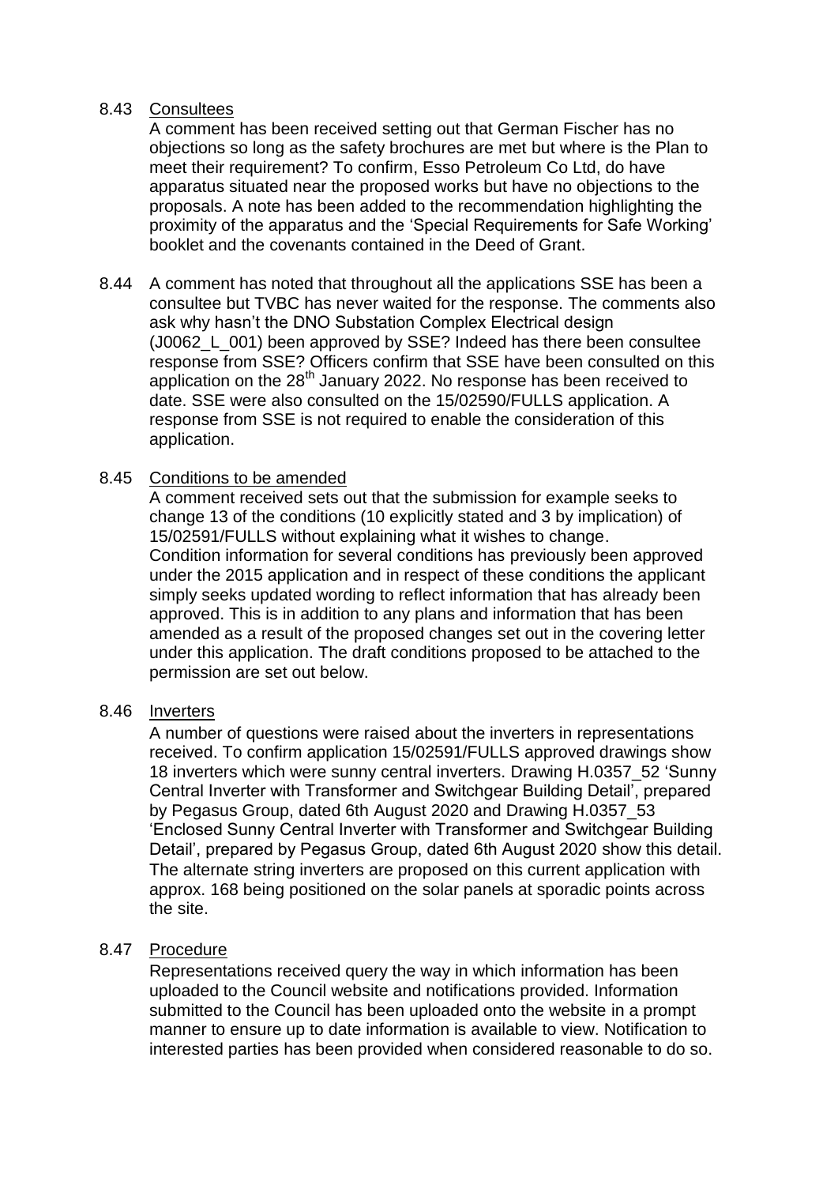8.43 Consultees

A comment has been received setting out that German Fischer has no objections so long as the safety brochures are met but where is the Plan to meet their requirement? To confirm, Esso Petroleum Co Ltd, do have apparatus situated near the proposed works but have no objections to the proposals. A note has been added to the recommendation highlighting the proximity of the apparatus and the 'Special Requirements for Safe Working' booklet and the covenants contained in the Deed of Grant.

8.44 A comment has noted that throughout all the applications SSE has been a consultee but TVBC has never waited for the response. The comments also ask why hasn't the DNO Substation Complex Electrical design (J0062_L_001) been approved by SSE? Indeed has there been consultee response from SSE? Officers confirm that SSE have been consulted on this application on the 28th January 2022. No response has been received to date. SSE were also consulted on the 15/02590/FULLS application. A response from SSE is not required to enable the consideration of this application.

8.45 Conditions to be amended

A comment received sets out that the submission for example seeks to change 13 of the conditions (10 explicitly stated and 3 by implication) of 15/02591/FULLS without explaining what it wishes to change. Condition information for several conditions has previously been approved under the 2015 application and in respect of these conditions the applicant simply seeks updated wording to reflect information that has already been approved. This is in addition to any plans and information that has been amended as a result of the proposed changes set out in the covering letter under this application. The draft conditions proposed to be attached to the permission are set out below.

8.46 Inverters

A number of questions were raised about the inverters in representations received. To confirm application 15/02591/FULLS approved drawings show 18 inverters which were sunny central inverters. Drawing H.0357_52 'Sunny Central Inverter with Transformer and Switchgear Building Detail', prepared by Pegasus Group, dated 6th August 2020 and Drawing H.0357_53 'Enclosed Sunny Central Inverter with Transformer and Switchgear Building Detail', prepared by Pegasus Group, dated 6th August 2020 show this detail. The alternate string inverters are proposed on this current application with approx. 168 being positioned on the solar panels at sporadic points across the site.

8.47 Procedure

Representations received query the way in which information has been uploaded to the Council website and notifications provided. Information submitted to the Council has been uploaded onto the website in a prompt manner to ensure up to date information is available to view. Notification to interested parties has been provided when considered reasonable to do so.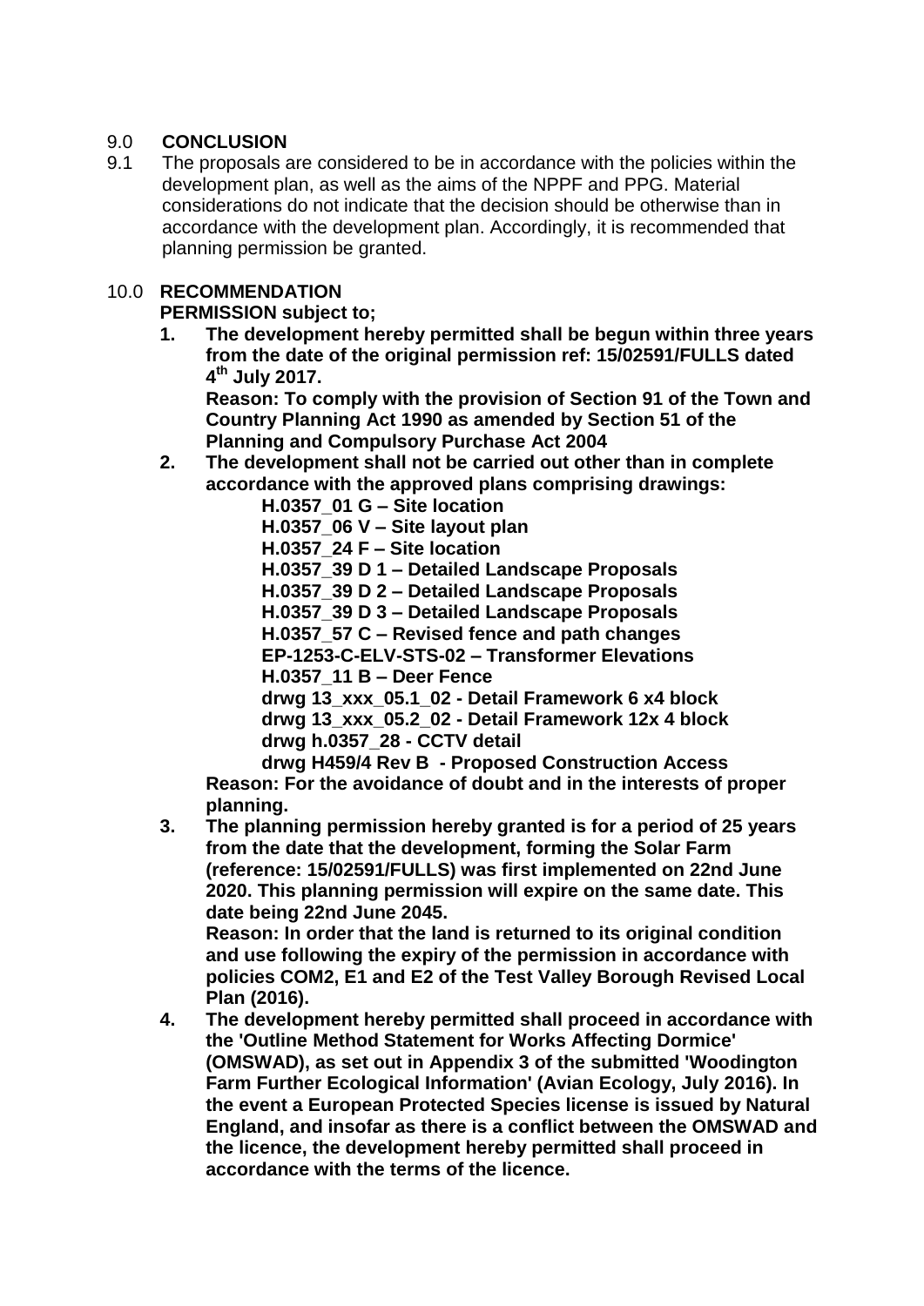## 9.0 CONCLUSION

9.1 The proposals are considered to be in accordance with the policies within the development plan, as well as the aims of the NPPF and PPG. Material considerations do not indicate that the decision should be otherwise than in accordance with the development plan. Accordingly, it is recommended that planning permission be granted.

## 10.0 RECOMMENDATION

**PERMISSION subject to;**

1. **The development hereby permitted shall be begun within three years from the date of the original permission ref: 15/02591/FULLS dated 4th July 2017.**
   **Reason: To comply with the provision of Section 91 of the Town and Country Planning Act 1990 as amended by Section 51 of the Planning and Compulsory Purchase Act 2004**
2. **The development shall not be carried out other than in complete accordance with the approved plans comprising drawings:**
   **H.0357_01 G – Site location**
   **H.0357_06 V – Site layout plan**
   **H.0357_24 F – Site location**
   **H.0357_39 D 1 – Detailed Landscape Proposals**
   **H.0357_39 D 2 – Detailed Landscape Proposals**
   **H.0357_39 D 3 – Detailed Landscape Proposals**
   **H.0357_57 C – Revised fence and path changes**
   **EP-1253-C-ELV-STS-02 – Transformer Elevations**
   **H.0357_11 B – Deer Fence**
   **drwg 13_xxx_05.1_02 - Detail Framework 6 x4 block**
   **drwg 13_xxx_05.2_02 - Detail Framework 12x 4 block**
   **drwg h.0357_28 - CCTV detail**
   **drwg H459/4 Rev B - Proposed Construction Access**
   **Reason: For the avoidance of doubt and in the interests of proper planning.**
3. **The planning permission hereby granted is for a period of 25 years from the date that the development, forming the Solar Farm (reference: 15/02591/FULLS) was first implemented on 22nd June 2020. This planning permission will expire on the same date. This date being 22nd June 2045.**
   **Reason: In order that the land is returned to its original condition and use following the expiry of the permission in accordance with policies COM2, E1 and E2 of the Test Valley Borough Revised Local Plan (2016).**
4. **The development hereby permitted shall proceed in accordance with the 'Outline Method Statement for Works Affecting Dormice' (OMSWAD), as set out in Appendix 3 of the submitted 'Woodington Farm Further Ecological Information' (Avian Ecology, July 2016). In the event a European Protected Species license is issued by Natural England, and insofar as there is a conflict between the OMSWAD and the licence, the development hereby permitted shall proceed in accordance with the terms of the licence.**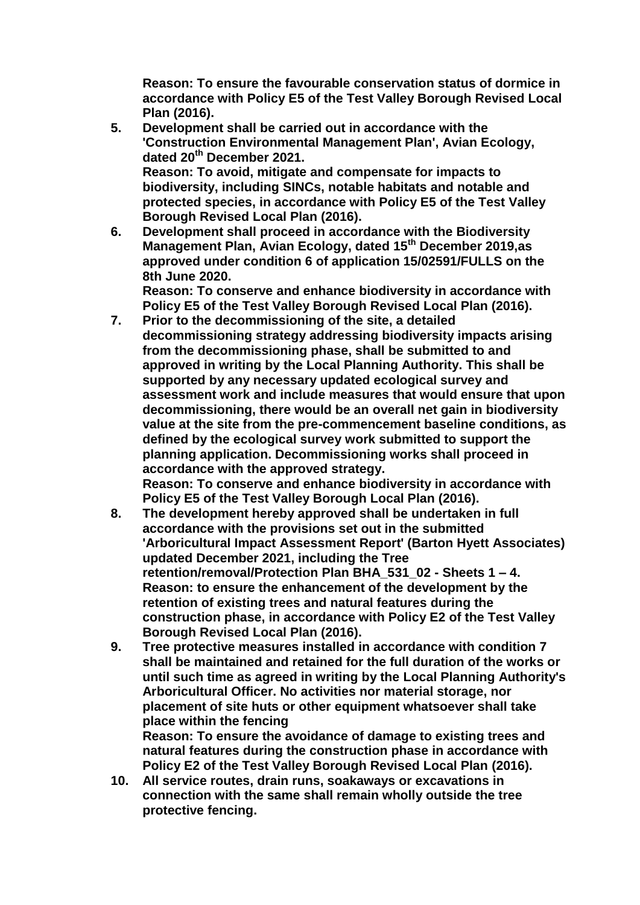**Reason: To ensure the favourable conservation status of dormice in accordance with Policy E5 of the Test Valley Borough Revised Local Plan (2016).**

5. **Development shall be carried out in accordance with the 'Construction Environmental Management Plan', Avian Ecology, dated 20th December 2021.**
   **Reason: To avoid, mitigate and compensate for impacts to biodiversity, including SINCs, notable habitats and notable and protected species, in accordance with Policy E5 of the Test Valley Borough Revised Local Plan (2016).**

6. **Development shall proceed in accordance with the Biodiversity Management Plan, Avian Ecology, dated 15th December 2019,as approved under condition 6 of application 15/02591/FULLS on the 8th June 2020.**
   **Reason: To conserve and enhance biodiversity in accordance with Policy E5 of the Test Valley Borough Revised Local Plan (2016).**

7. **Prior to the decommissioning of the site, a detailed decommissioning strategy addressing biodiversity impacts arising from the decommissioning phase, shall be submitted to and approved in writing by the Local Planning Authority. This shall be supported by any necessary updated ecological survey and assessment work and include measures that would ensure that upon decommissioning, there would be an overall net gain in biodiversity value at the site from the pre-commencement baseline conditions, as defined by the ecological survey work submitted to support the planning application. Decommissioning works shall proceed in accordance with the approved strategy.**
   **Reason: To conserve and enhance biodiversity in accordance with Policy E5 of the Test Valley Borough Local Plan (2016).**

8. **The development hereby approved shall be undertaken in full accordance with the provisions set out in the submitted 'Arboricultural Impact Assessment Report' (Barton Hyett Associates) updated December 2021, including the Tree retention/removal/Protection Plan BHA_531_02 - Sheets 1 – 4.**
   **Reason: to ensure the enhancement of the development by the retention of existing trees and natural features during the construction phase, in accordance with Policy E2 of the Test Valley Borough Revised Local Plan (2016).**

9. **Tree protective measures installed in accordance with condition 7 shall be maintained and retained for the full duration of the works or until such time as agreed in writing by the Local Planning Authority's Arboricultural Officer. No activities nor material storage, nor placement of site huts or other equipment whatsoever shall take place within the fencing**
   **Reason: To ensure the avoidance of damage to existing trees and natural features during the construction phase in accordance with Policy E2 of the Test Valley Borough Revised Local Plan (2016).**

10. **All service routes, drain runs, soakaways or excavations in connection with the same shall remain wholly outside the tree protective fencing.**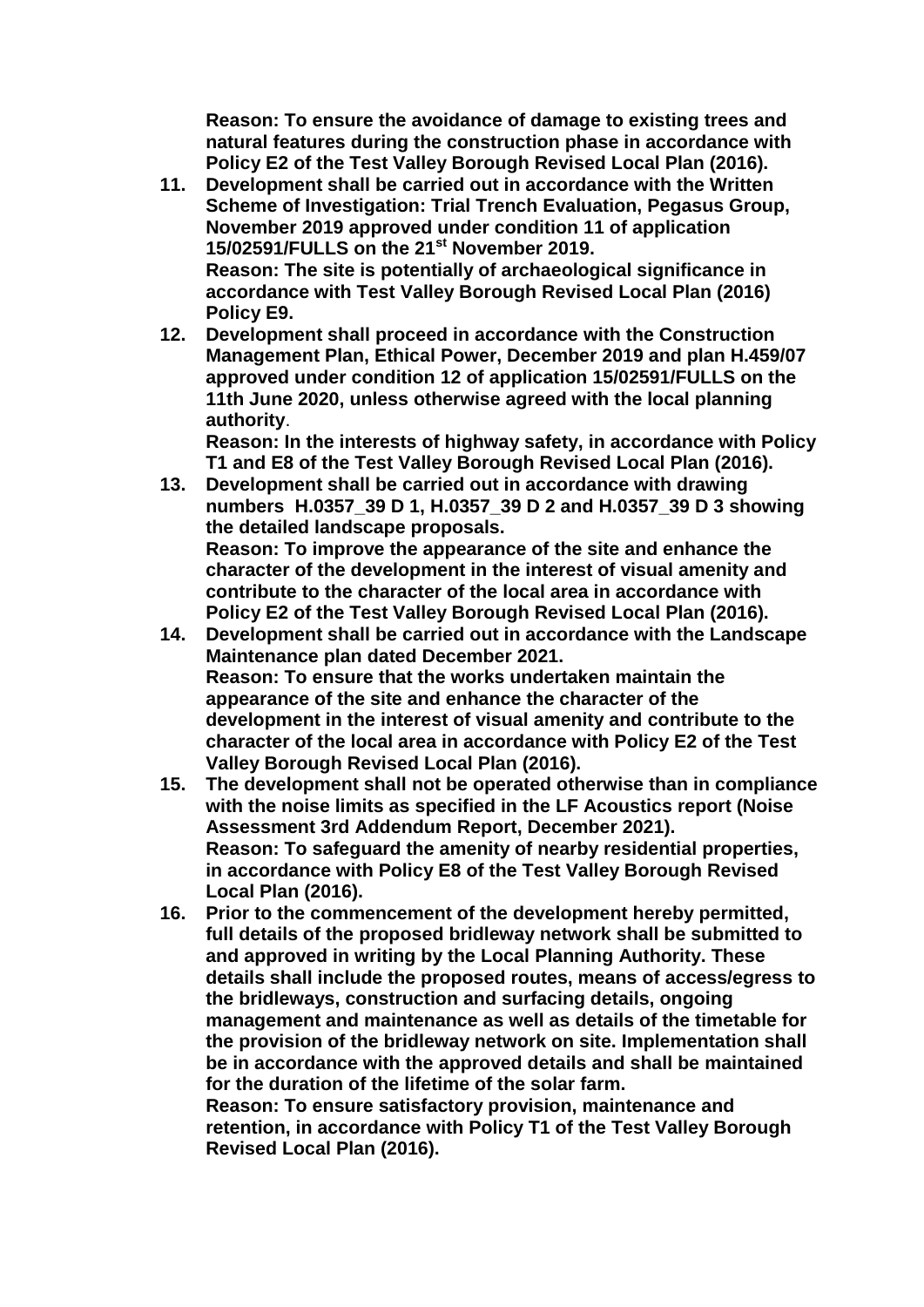**Reason: To ensure the avoidance of damage to existing trees and natural features during the construction phase in accordance with Policy E2 of the Test Valley Borough Revised Local Plan (2016).**

11. **Development shall be carried out in accordance with the Written Scheme of Investigation: Trial Trench Evaluation, Pegasus Group, November 2019 approved under condition 11 of application 15/02591/FULLS on the 21st November 2019.**
    **Reason: The site is potentially of archaeological significance in accordance with Test Valley Borough Revised Local Plan (2016) Policy E9.**
12. **Development shall proceed in accordance with the Construction Management Plan, Ethical Power, December 2019 and plan H.459/07 approved under condition 12 of application 15/02591/FULLS on the 11th June 2020, unless otherwise agreed with the local planning authority**.
    **Reason: In the interests of highway safety, in accordance with Policy T1 and E8 of the Test Valley Borough Revised Local Plan (2016).**
13. **Development shall be carried out in accordance with drawing numbers H.0357_39 D 1, H.0357_39 D 2 and H.0357_39 D 3 showing the detailed landscape proposals.**
    **Reason: To improve the appearance of the site and enhance the character of the development in the interest of visual amenity and contribute to the character of the local area in accordance with Policy E2 of the Test Valley Borough Revised Local Plan (2016).**
14. **Development shall be carried out in accordance with the Landscape Maintenance plan dated December 2021.**
    **Reason: To ensure that the works undertaken maintain the appearance of the site and enhance the character of the development in the interest of visual amenity and contribute to the character of the local area in accordance with Policy E2 of the Test Valley Borough Revised Local Plan (2016).**
15. **The development shall not be operated otherwise than in compliance with the noise limits as specified in the LF Acoustics report (Noise Assessment 3rd Addendum Report, December 2021).**
    **Reason: To safeguard the amenity of nearby residential properties, in accordance with Policy E8 of the Test Valley Borough Revised Local Plan (2016).**
16. **Prior to the commencement of the development hereby permitted, full details of the proposed bridleway network shall be submitted to and approved in writing by the Local Planning Authority. These details shall include the proposed routes, means of access/egress to the bridleways, construction and surfacing details, ongoing management and maintenance as well as details of the timetable for the provision of the bridleway network on site. Implementation shall be in accordance with the approved details and shall be maintained for the duration of the lifetime of the solar farm.**
    **Reason: To ensure satisfactory provision, maintenance and retention, in accordance with Policy T1 of the Test Valley Borough Revised Local Plan (2016).**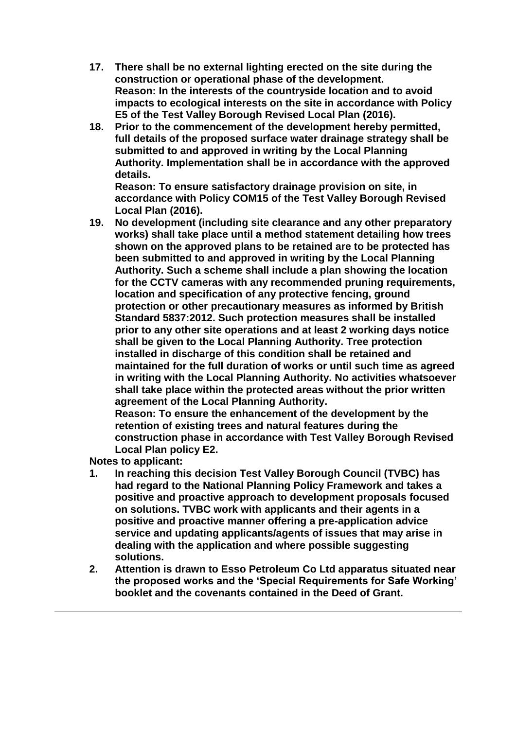17. **There shall be no external lighting erected on the site during the construction or operational phase of the development.**
    **Reason: In the interests of the countryside location and to avoid impacts to ecological interests on the site in accordance with Policy E5 of the Test Valley Borough Revised Local Plan (2016).**
18. **Prior to the commencement of the development hereby permitted, full details of the proposed surface water drainage strategy shall be submitted to and approved in writing by the Local Planning Authority. Implementation shall be in accordance with the approved details.**
    **Reason: To ensure satisfactory drainage provision on site, in accordance with Policy COM15 of the Test Valley Borough Revised Local Plan (2016).**
19. **No development (including site clearance and any other preparatory works) shall take place until a method statement detailing how trees shown on the approved plans to be retained are to be protected has been submitted to and approved in writing by the Local Planning Authority. Such a scheme shall include a plan showing the location for the CCTV cameras with any recommended pruning requirements, location and specification of any protective fencing, ground protection or other precautionary measures as informed by British Standard 5837:2012. Such protection measures shall be installed prior to any other site operations and at least 2 working days notice shall be given to the Local Planning Authority. Tree protection installed in discharge of this condition shall be retained and maintained for the full duration of works or until such time as agreed in writing with the Local Planning Authority. No activities whatsoever shall take place within the protected areas without the prior written agreement of the Local Planning Authority.**
    **Reason: To ensure the enhancement of the development by the retention of existing trees and natural features during the construction phase in accordance with Test Valley Borough Revised Local Plan policy E2.**

**Notes to applicant:**

1. **In reaching this decision Test Valley Borough Council (TVBC) has had regard to the National Planning Policy Framework and takes a positive and proactive approach to development proposals focused on solutions. TVBC work with applicants and their agents in a positive and proactive manner offering a pre-application advice service and updating applicants/agents of issues that may arise in dealing with the application and where possible suggesting solutions.**
2. **Attention is drawn to Esso Petroleum Co Ltd apparatus situated near the proposed works and the 'Special Requirements for Safe Working' booklet and the covenants contained in the Deed of Grant.**